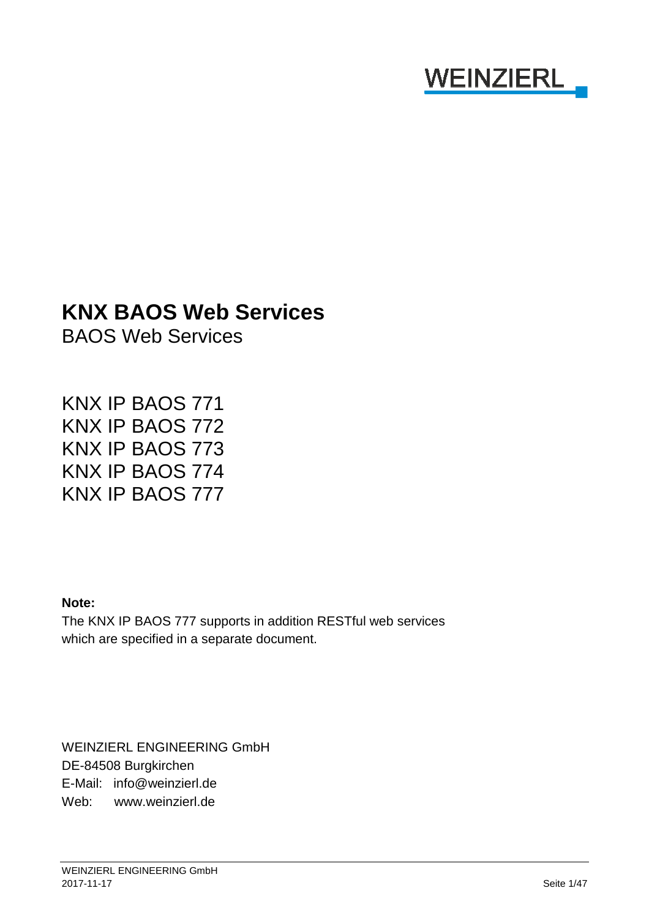WEINZIERL

# KNX BAOS Web Services

BAOS Web Services

KNX IP BAOS 771
KNX IP BAOS 772
KNX IP BAOS 773
KNX IP BAOS 774
KNX IP BAOS 777

**Note:**
The KNX IP BAOS 777 supports in addition RESTful web services which are specified in a separate document.

WEINZIERL ENGINEERING GmbH
DE-84508 Burgkirchen
E-Mail: info@weinzierl.de
Web: www.weinzierl.de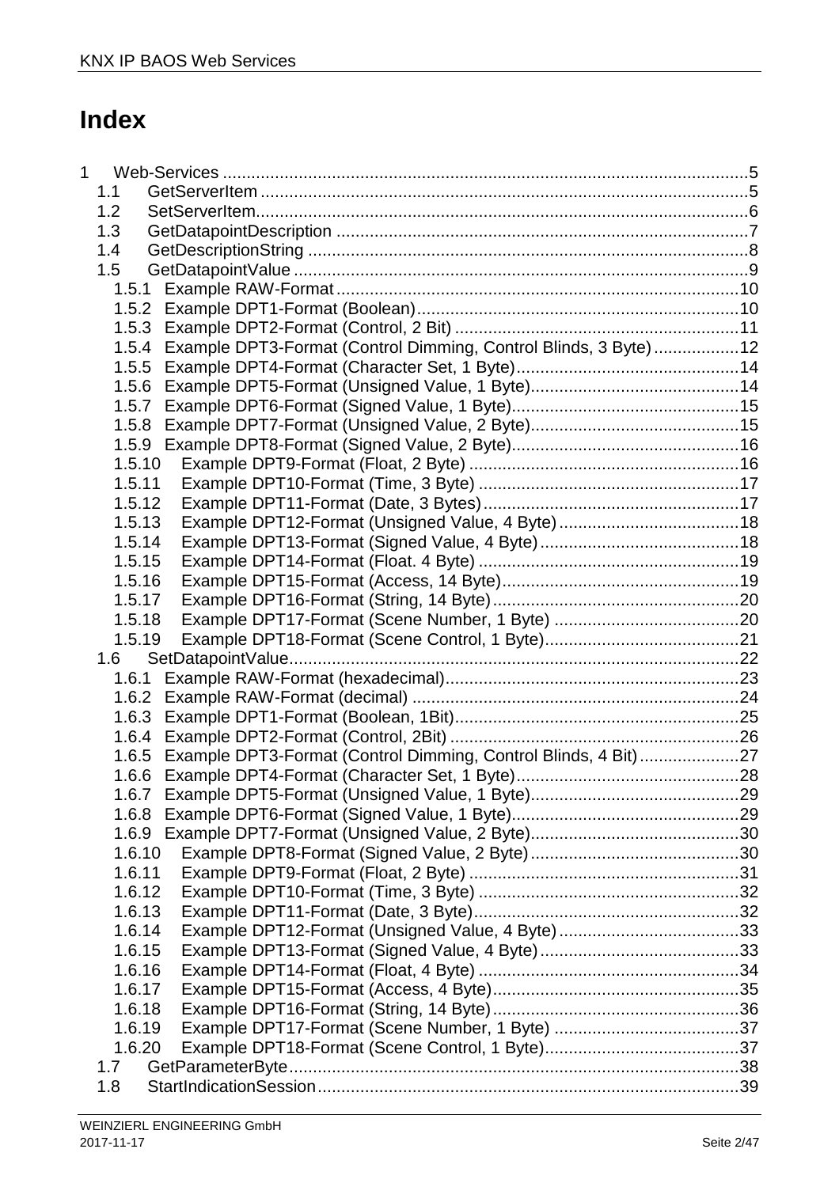# Index

1 Web-Services ....................................................................................................5
- 1.1 GetServerItem ....................................................................................................5
- 1.2 SetServerItem....................................................................................................6
- 1.3 GetDatapointDescription ....................................................................................7
- 1.4 GetDescriptionString ..........................................................................................8
- 1.5 GetDatapointValue .............................................................................................9
  - 1.5.1 Example RAW-Format ....................................................................................10
  - 1.5.2 Example DPT1-Format (Boolean)....................................................................10
  - 1.5.3 Example DPT2-Format (Control, 2 Bit) ............................................................11
  - 1.5.4 Example DPT3-Format (Control Dimming, Control Blinds, 3 Byte)..................12
  - 1.5.5 Example DPT4-Format (Character Set, 1 Byte)...............................................14
  - 1.5.6 Example DPT5-Format (Unsigned Value, 1 Byte)............................................14
  - 1.5.7 Example DPT6-Format (Signed Value, 1 Byte)................................................15
  - 1.5.8 Example DPT7-Format (Unsigned Value, 2 Byte)............................................15
  - 1.5.9 Example DPT8-Format (Signed Value, 2 Byte)................................................16
  - 1.5.10 Example DPT9-Format (Float, 2 Byte) .........................................................16
  - 1.5.11 Example DPT10-Format (Time, 3 Byte) .......................................................17
  - 1.5.12 Example DPT11-Format (Date, 3 Bytes)......................................................17
  - 1.5.13 Example DPT12-Format (Unsigned Value, 4 Byte)......................................18
  - 1.5.14 Example DPT13-Format (Signed Value, 4 Byte)..........................................18
  - 1.5.15 Example DPT14-Format (Float. 4 Byte) .......................................................19
  - 1.5.16 Example DPT15-Format (Access, 14 Byte)..................................................19
  - 1.5.17 Example DPT16-Format (String, 14 Byte)....................................................20
  - 1.5.18 Example DPT17-Format (Scene Number, 1 Byte) .......................................20
  - 1.5.19 Example DPT18-Format (Scene Control, 1 Byte).........................................21
- 1.6 SetDatapointValue.............................................................................................22
  - 1.6.1 Example RAW-Format (hexadecimal)..............................................................23
  - 1.6.2 Example RAW-Format (decimal) .....................................................................24
  - 1.6.3 Example DPT1-Format (Boolean, 1Bit)............................................................25
  - 1.6.4 Example DPT2-Format (Control, 2Bit) .............................................................26
  - 1.6.5 Example DPT3-Format (Control Dimming, Control Blinds, 4 Bit).....................27
  - 1.6.6 Example DPT4-Format (Character Set, 1 Byte)...............................................28
  - 1.6.7 Example DPT5-Format (Unsigned Value, 1 Byte)............................................29
  - 1.6.8 Example DPT6-Format (Signed Value, 1 Byte)................................................29
  - 1.6.9 Example DPT7-Format (Unsigned Value, 2 Byte)............................................30
  - 1.6.10 Example DPT8-Format (Signed Value, 2 Byte)............................................30
  - 1.6.11 Example DPT9-Format (Float, 2 Byte) .........................................................31
  - 1.6.12 Example DPT10-Format (Time, 3 Byte) .......................................................32
  - 1.6.13 Example DPT11-Format (Date, 3 Byte)........................................................32
  - 1.6.14 Example DPT12-Format (Unsigned Value, 4 Byte)......................................33
  - 1.6.15 Example DPT13-Format (Signed Value, 4 Byte)..........................................33
  - 1.6.16 Example DPT14-Format (Float, 4 Byte) .......................................................34
  - 1.6.17 Example DPT15-Format (Access, 4 Byte)....................................................35
  - 1.6.18 Example DPT16-Format (String, 14 Byte)....................................................36
  - 1.6.19 Example DPT17-Format (Scene Number, 1 Byte) .......................................37
  - 1.6.20 Example DPT18-Format (Scene Control, 1 Byte).........................................37
- 1.7 GetParameterByte.............................................................................................38
- 1.8 StartIndicationSession.......................................................................................39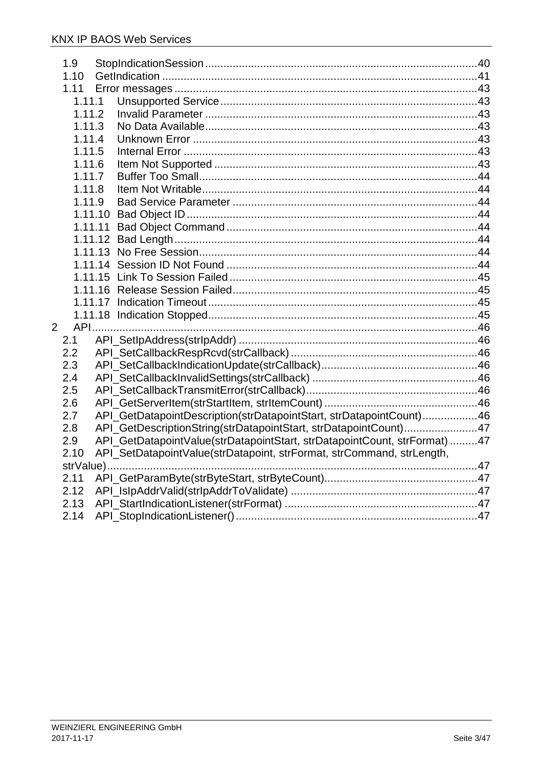1.9 StopIndicationSession ........................................................................................ 40
1.10 GetIndication ...................................................................................................... 41
1.11 Error messages .................................................................................................. 43
1.11.1 Unsupported Service ................................................................................... 43
1.11.2 Invalid Parameter ........................................................................................ 43
1.11.3 No Data Available ........................................................................................ 43
1.11.4 Unknown Error ............................................................................................ 43
1.11.5 Internal Error ............................................................................................... 43
1.11.6 Item Not Supported ..................................................................................... 43
1.11.7 Buffer Too Small .......................................................................................... 44
1.11.8 Item Not Writable ......................................................................................... 44
1.11.9 Bad Service Parameter ............................................................................... 44
1.11.10 Bad Object ID ............................................................................................. 44
1.11.11 Bad Object Command ................................................................................. 44
1.11.12 Bad Length .................................................................................................. 44
1.11.13 No Free Session .......................................................................................... 44
1.11.14 Session ID Not Found ................................................................................. 44
1.11.15 Link To Session Failed ................................................................................ 45
1.11.16 Release Session Failed ............................................................................... 45
1.11.17 Indication Timeout ....................................................................................... 45
1.11.18 Indication Stopped ....................................................................................... 45
2 API ............................................................................................................................ 46
2.1 API_SetIpAddress(strIpAddr) ............................................................................. 46
2.2 API_SetCallbackRespRcvd(strCallback) ............................................................ 46
2.3 API_SetCallbackIndicationUpdate(strCallback) .................................................. 46
2.4 API_SetCallbackInvalidSettings(strCallback) ..................................................... 46
2.5 API_SetCallbackTransmitError(strCallback) ....................................................... 46
2.6 API_GetServerItem(strStartItem, strItemCount) ................................................. 46
2.7 API_GetDatapointDescription(strDatapointStart, strDatapointCount) .................. 46
2.8 API_GetDescriptionString(strDatapointStart, strDatapointCount) ........................ 47
2.9 API_GetDatapointValue(strDatapointStart, strDatapointCount, strFormat) ......... 47
2.10 API_SetDatapointValue(strDatapoint, strFormat, strCommand, strLength, strValue) ........................................................................................................................ 47
2.11 API_GetParamByte(strByteStart, strByteCount) ................................................. 47
2.12 API_IsIpAddrValid(strIpAddrToValidate) ............................................................ 47
2.13 API_StartIndicationListener(strFormat) .............................................................. 47
2.14 API_StopIndicationListener() .............................................................................. 47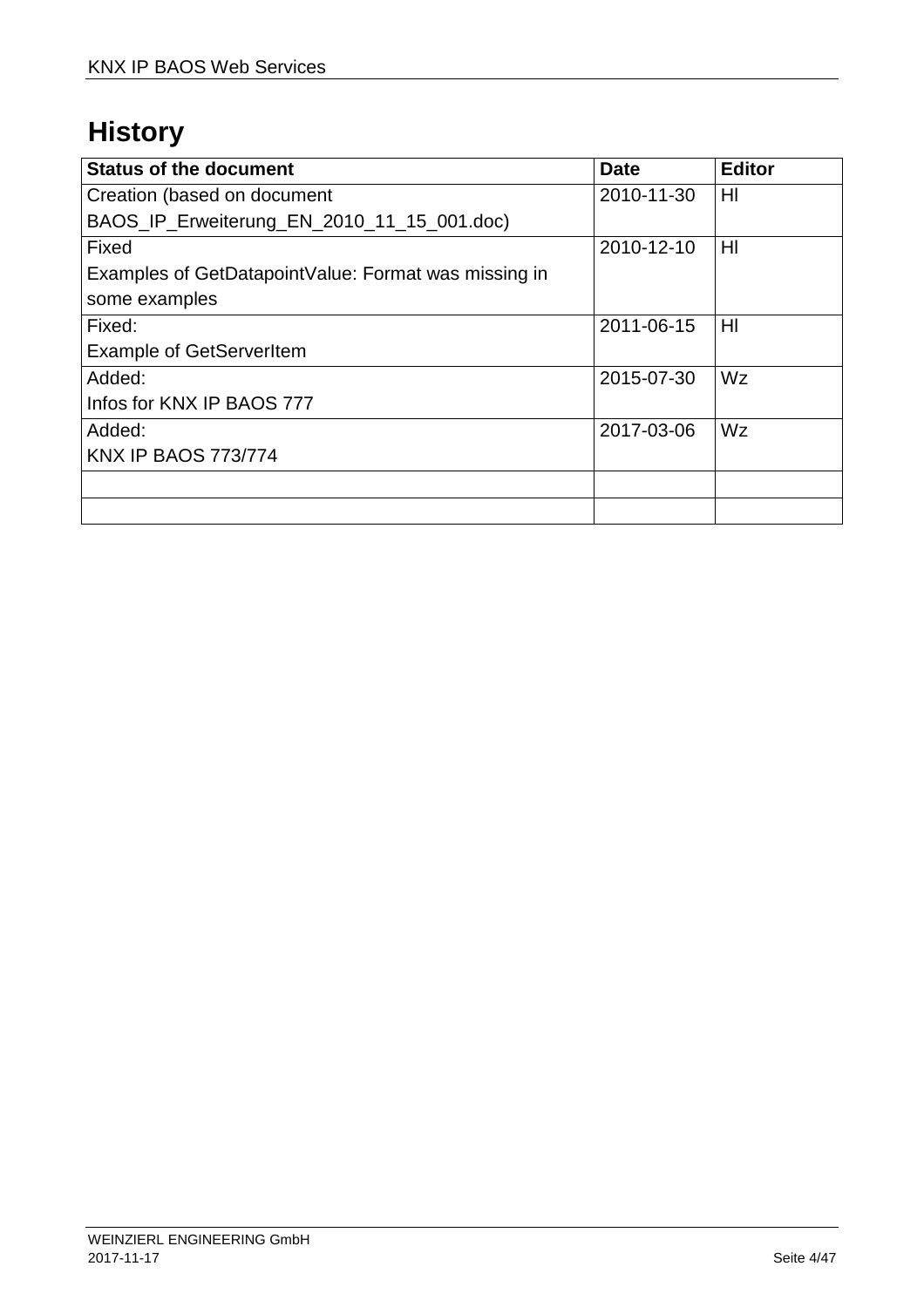# History

| Status of the document | Date | Editor |
|---|---|---|
| Creation (based on document BAOS_IP_Erweiterung_EN_2010_11_15_001.doc) | 2010-11-30 | Hl |
| Fixed<br>Examples of GetDatapointValue: Format was missing in some examples | 2010-12-10 | Hl |
| Fixed:<br>Example of GetServerItem | 2011-06-15 | Hl |
| Added:<br>Infos for KNX IP BAOS 777 | 2015-07-30 | Wz |
| Added:<br>KNX IP BAOS 773/774 | 2017-03-06 | Wz |
| | | |
| | | |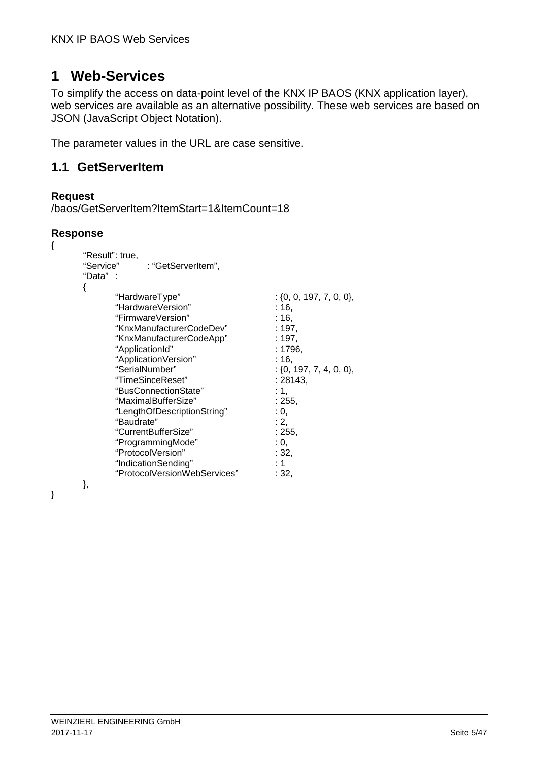# 1 Web-Services

To simplify the access on data-point level of the KNX IP BAOS (KNX application layer), web services are available as an alternative possibility. These web services are based on JSON (JavaScript Object Notation).

The parameter values in the URL are case sensitive.

## 1.1 GetServerItem

**Request**

/baos/GetServerItem?ItemStart=1&ItemCount=18

**Response**

```
{
        "Result": true,
        "Service"       : "GetServerItem",
        "Data"  :
        {
                "HardwareType"                  : {0, 0, 197, 7, 0, 0},
                "HardwareVersion"               : 16,
                "FirmwareVersion"               : 16,
                "KnxManufacturerCodeDev"        : 197,
                "KnxManufacturerCodeApp"        : 197,
                "ApplicationId"                 : 1796,
                "ApplicationVersion"            : 16,
                "SerialNumber"                  : {0, 197, 7, 4, 0, 0},
                "TimeSinceReset"                : 28143,
                "BusConnectionState"            : 1,
                "MaximalBufferSize"             : 255,
                "LengthOfDescriptionString"     : 0,
                "Baudrate"                      : 2,
                "CurrentBufferSize"             : 255,
                "ProgrammingMode"               : 0,
                "ProtocolVersion"               : 32,
                "IndicationSending"             : 1
                "ProtocolVersionWebServices"    : 32,
        },
}
```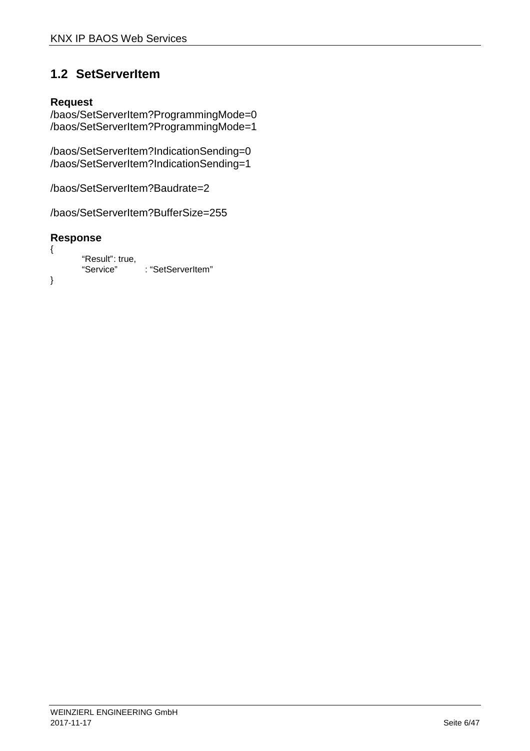## 1.2 SetServerItem

**Request**

/baos/SetServerItem?ProgrammingMode=0
/baos/SetServerItem?ProgrammingMode=1

/baos/SetServerItem?IndicationSending=0
/baos/SetServerItem?IndicationSending=1

/baos/SetServerItem?Baudrate=2

/baos/SetServerItem?BufferSize=255

**Response**

```
{
        “Result”: true,
        “Service”        : “SetServerItem”
}
```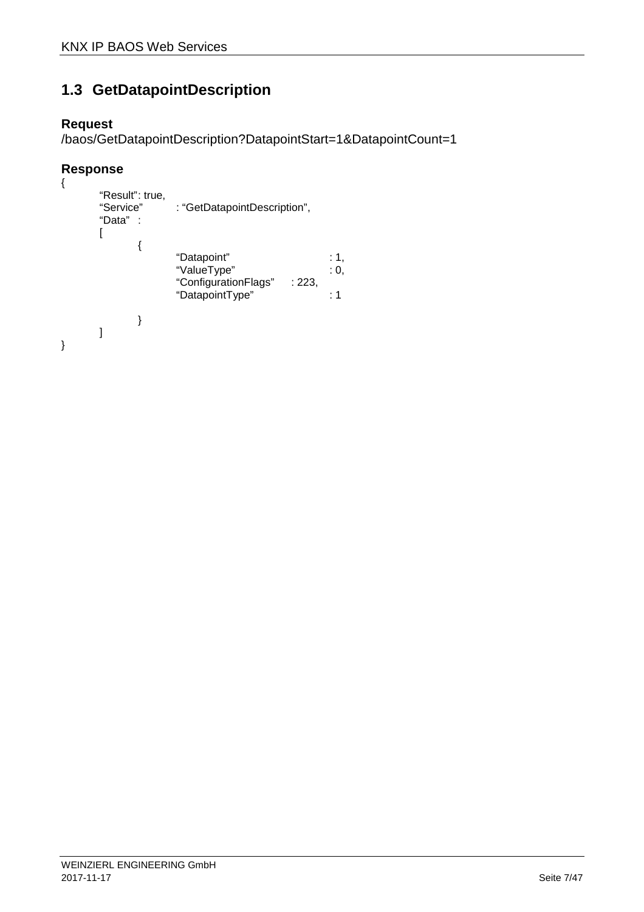## 1.3 GetDatapointDescription

**Request**

/baos/GetDatapointDescription?DatapointStart=1&DatapointCount=1

**Response**

```
{
        “Result”: true,
        “Service”        : “GetDatapointDescription”,
        “Data”  :
        [
                {
                        “Datapoint”                     : 1,
                        “ValueType”                     : 0,
                        “ConfigurationFlags”    : 223,
                        “DatapointType”                 : 1

                }
        ]
}
```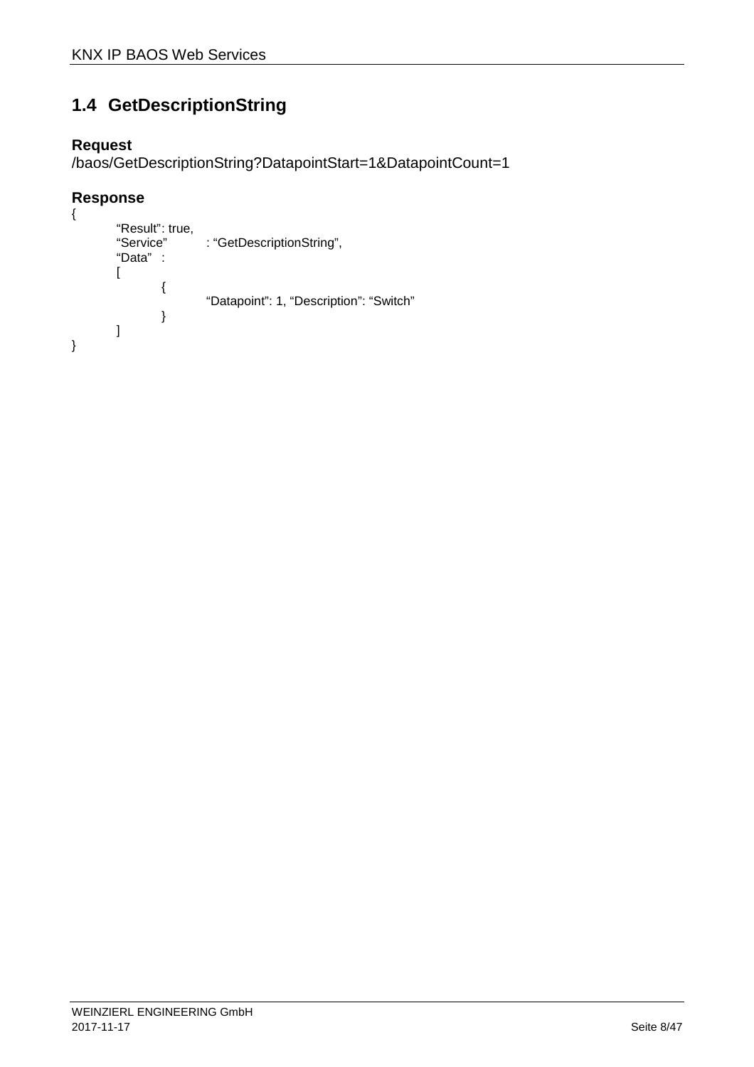## 1.4 GetDescriptionString

**Request**

/baos/GetDescriptionString?DatapointStart=1&DatapointCount=1

**Response**

```
{
        “Result”: true,
        “Service”       : “GetDescriptionString”,
        “Data”  :
        [
                {
                        “Datapoint”: 1, “Description”: “Switch”
                }
        ]
}
```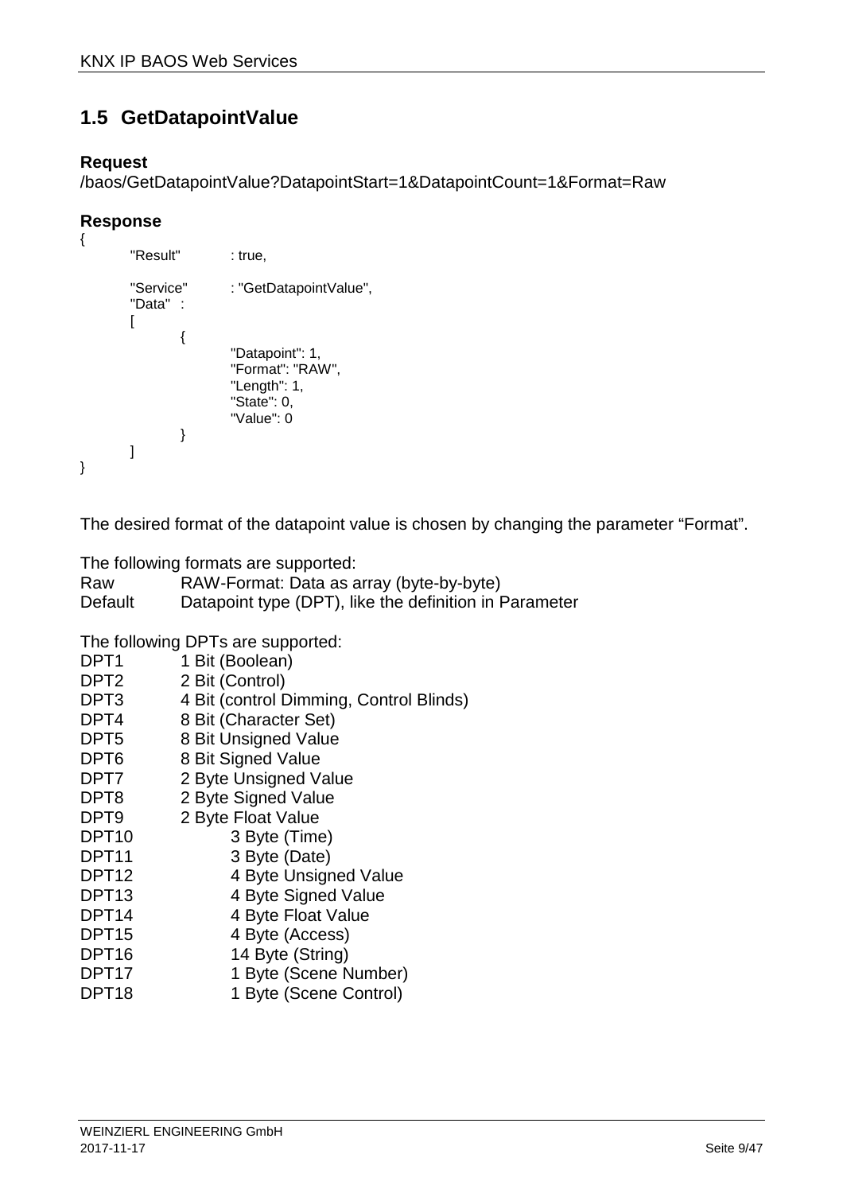## 1.5 GetDatapointValue

**Request**

/baos/GetDatapointValue?DatapointStart=1&DatapointCount=1&Format=Raw

**Response**

```
{
        "Result"        : true,

        "Service"       : "GetDatapointValue",
        "Data"  :
        [
                {
                        "Datapoint": 1,
                        "Format": "RAW",
                        "Length": 1,
                        "State": 0,
                        "Value": 0
                }
        ]
}
```

The desired format of the datapoint value is chosen by changing the parameter “Format”.

The following formats are supported:

| | |
|---|---|
| Raw | RAW-Format: Data as array (byte-by-byte) |
| Default | Datapoint type (DPT), like the definition in Parameter |

The following DPTs are supported:

| | |
|---|---|
| DPT1 | 1 Bit (Boolean) |
| DPT2 | 2 Bit (Control) |
| DPT3 | 4 Bit (control Dimming, Control Blinds) |
| DPT4 | 8 Bit (Character Set) |
| DPT5 | 8 Bit Unsigned Value |
| DPT6 | 8 Bit Signed Value |
| DPT7 | 2 Byte Unsigned Value |
| DPT8 | 2 Byte Signed Value |
| DPT9 | 2 Byte Float Value |
| DPT10 | 3 Byte (Time) |
| DPT11 | 3 Byte (Date) |
| DPT12 | 4 Byte Unsigned Value |
| DPT13 | 4 Byte Signed Value |
| DPT14 | 4 Byte Float Value |
| DPT15 | 4 Byte (Access) |
| DPT16 | 14 Byte (String) |
| DPT17 | 1 Byte (Scene Number) |
| DPT18 | 1 Byte (Scene Control) |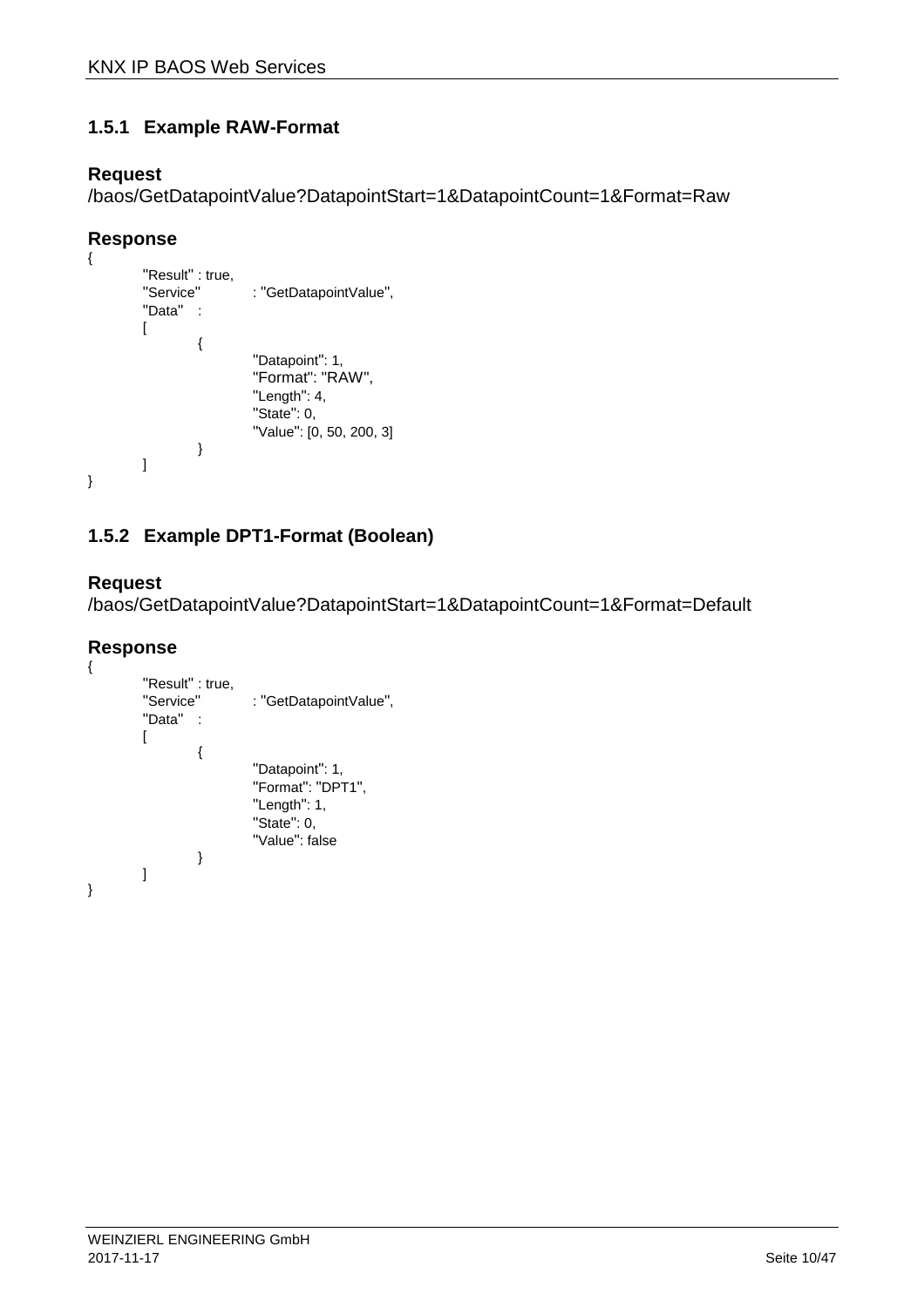### 1.5.1 Example RAW-Format

**Request**

/baos/GetDatapointValue?DatapointStart=1&DatapointCount=1&Format=Raw

**Response**

```
{
        "Result" : true,
        "Service"       : "GetDatapointValue",
        "Data"   :
        [
                {
                        "Datapoint": 1,
                        "Format": "RAW",
                        "Length": 4,
                        "State": 0,
                        "Value": [0, 50, 200, 3]
                }
        ]
}
```

### 1.5.2 Example DPT1-Format (Boolean)

**Request**

/baos/GetDatapointValue?DatapointStart=1&DatapointCount=1&Format=Default

**Response**

```
{
        "Result" : true,
        "Service"       : "GetDatapointValue",
        "Data"   :
        [
                {
                        "Datapoint": 1,
                        "Format": "DPT1",
                        "Length": 1,
                        "State": 0,
                        "Value": false
                }
        ]
}
```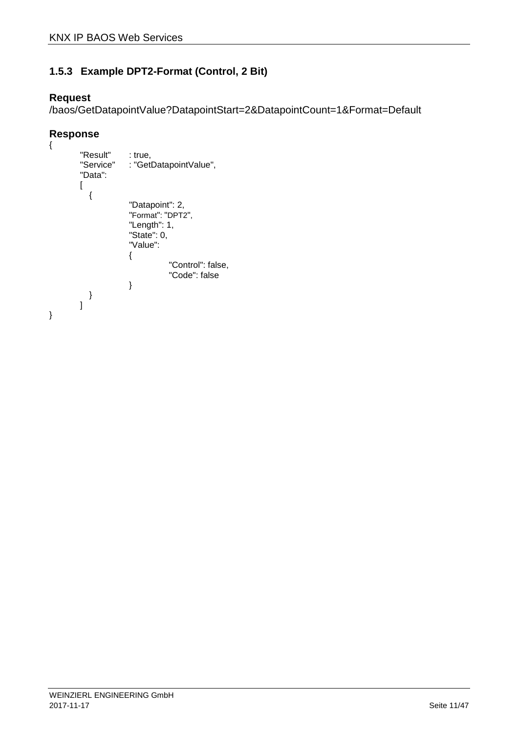### 1.5.3 Example DPT2-Format (Control, 2 Bit)

**Request**

/baos/GetDatapointValue?DatapointStart=2&DatapointCount=1&Format=Default

**Response**

```
{
        "Result"      : true,
        "Service"     : "GetDatapointValue",
        "Data":
        [
           {
                    "Datapoint": 2,
                    "Format": "DPT2",
                    "Length": 1,
                    "State": 0,
                    "Value":
                    {
                            "Control": false,
                            "Code": false
                    }
           }
        ]
}
```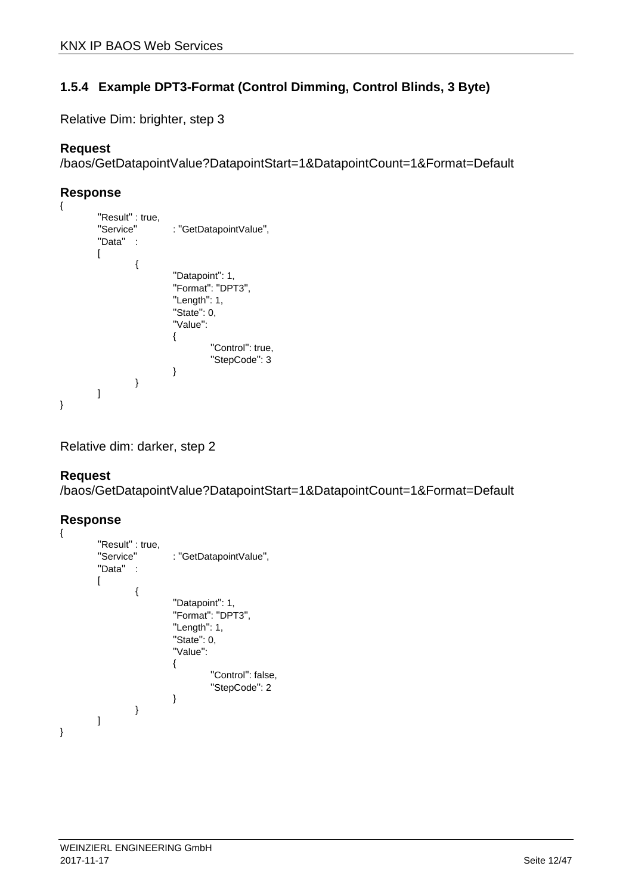### 1.5.4 Example DPT3-Format (Control Dimming, Control Blinds, 3 Byte)

Relative Dim: brighter, step 3

**Request**
/baos/GetDatapointValue?DatapointStart=1&DatapointCount=1&Format=Default

**Response**

```
{
        "Result" : true,
        "Service"       : "GetDatapointValue",
        "Data"   :
        [
                {
                        "Datapoint": 1,
                        "Format": "DPT3",
                        "Length": 1,
                        "State": 0,
                        "Value":
                        {
                                "Control": true,
                                "StepCode": 3
                        }
                }
        ]
}
```

Relative dim: darker, step 2

**Request**
/baos/GetDatapointValue?DatapointStart=1&DatapointCount=1&Format=Default

**Response**

```
{
        "Result" : true,
        "Service"       : "GetDatapointValue",
        "Data"   :
        [
                {
                        "Datapoint": 1,
                        "Format": "DPT3",
                        "Length": 1,
                        "State": 0,
                        "Value":
                        {
                                "Control": false,
                                "StepCode": 2
                        }
                }
        ]
}
```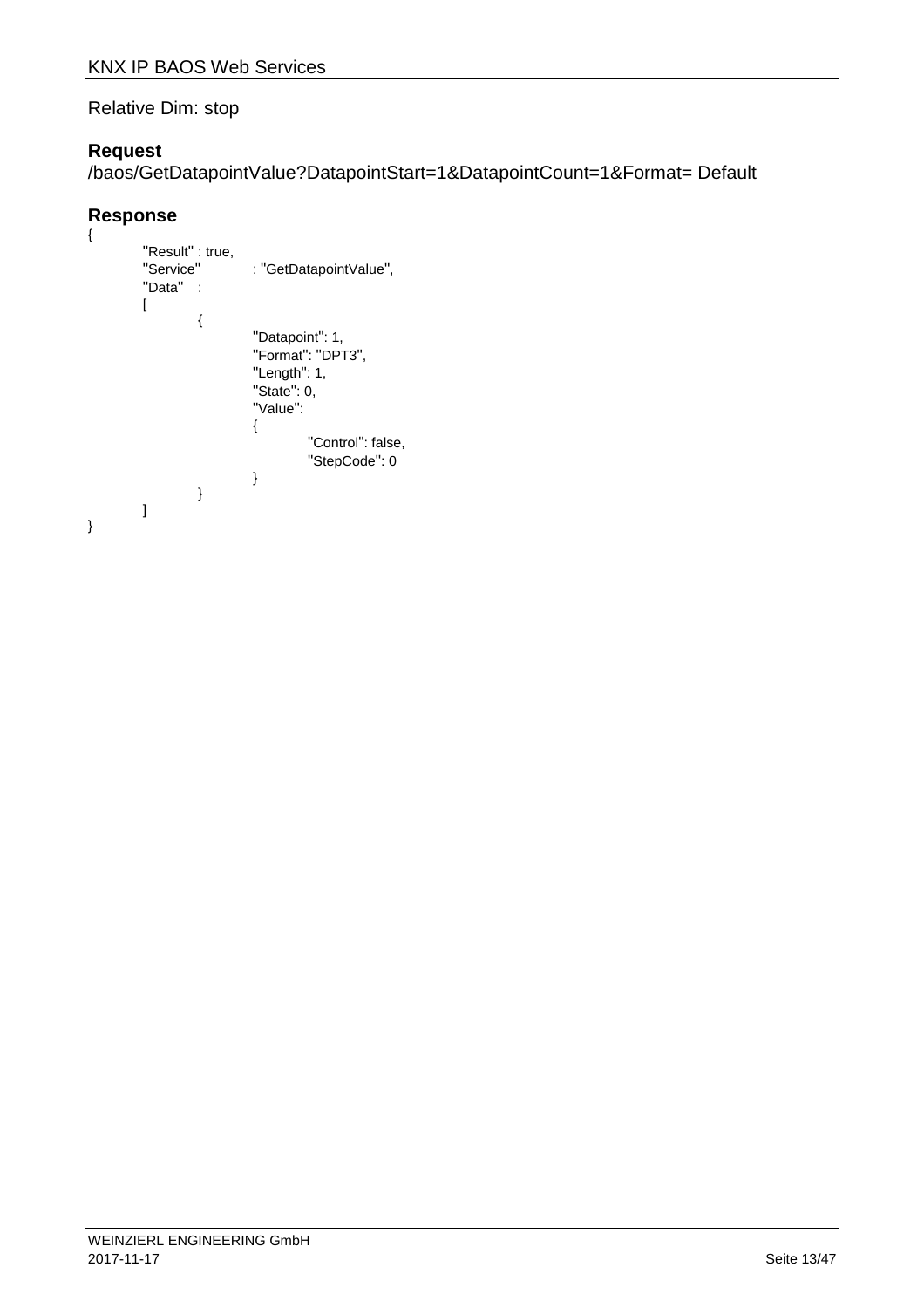Relative Dim: stop

### Request

/baos/GetDatapointValue?DatapointStart=1&DatapointCount=1&Format= Default

### Response

```
{
        "Result" : true,
        "Service"         : "GetDatapointValue",
        "Data"   :
        [
                {
                        "Datapoint": 1,
                        "Format": "DPT3",
                        "Length": 1,
                        "State": 0,
                        "Value":
                        {
                                "Control": false,
                                "StepCode": 0
                        }
                }
        ]
}
```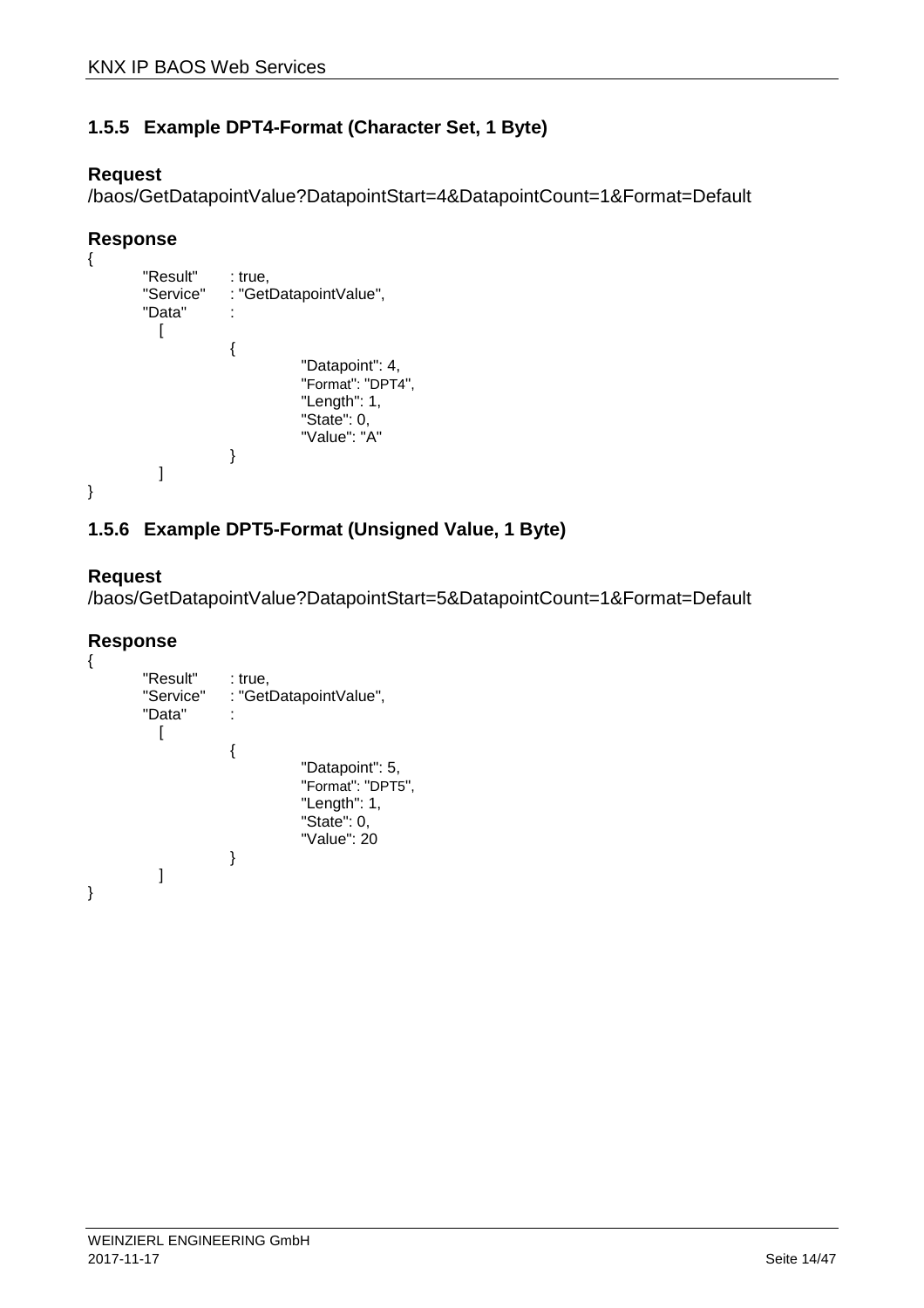### 1.5.5 Example DPT4-Format (Character Set, 1 Byte)

**Request**

/baos/GetDatapointValue?DatapointStart=4&DatapointCount=1&Format=Default

**Response**

```
{
        "Result"     : true,
        "Service"    : "GetDatapointValue",
        "Data"       :
          [
                    {
                              "Datapoint": 4,
                              "Format": "DPT4",
                              "Length": 1,
                              "State": 0,
                              "Value": "A"
                    }
          ]
}
```

### 1.5.6 Example DPT5-Format (Unsigned Value, 1 Byte)

**Request**

/baos/GetDatapointValue?DatapointStart=5&DatapointCount=1&Format=Default

**Response**

```
{
        "Result"     : true,
        "Service"    : "GetDatapointValue",
        "Data"       :
          [
                    {
                              "Datapoint": 5,
                              "Format": "DPT5",
                              "Length": 1,
                              "State": 0,
                              "Value": 20
                    }
          ]
}
```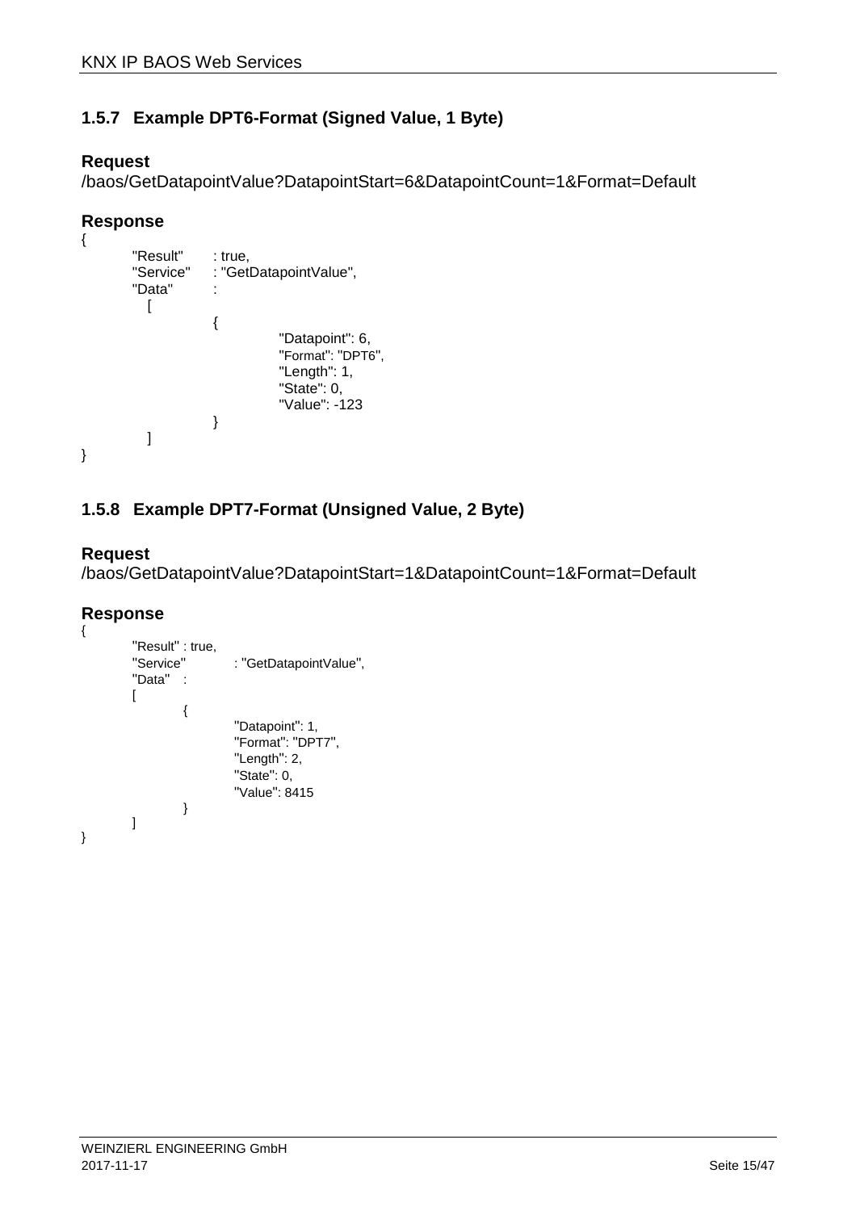### 1.5.7 Example DPT6-Format (Signed Value, 1 Byte)

**Request**

/baos/GetDatapointValue?DatapointStart=6&DatapointCount=1&Format=Default

**Response**

```
{
        "Result"      : true,
        "Service"     : "GetDatapointValue",
        "Data"        :
          [
                    {
                              "Datapoint": 6,
                              "Format": "DPT6",
                              "Length": 1,
                              "State": 0,
                              "Value": -123
                    }
          ]
}
```

### 1.5.8 Example DPT7-Format (Unsigned Value, 2 Byte)

**Request**

/baos/GetDatapointValue?DatapointStart=1&DatapointCount=1&Format=Default

**Response**

```
{
        "Result" : true,
        "Service"          : "GetDatapointValue",
        "Data"   :
        [
                {
                        "Datapoint": 1,
                        "Format": "DPT7",
                        "Length": 2,
                        "State": 0,
                        "Value": 8415
                }
        ]
}
```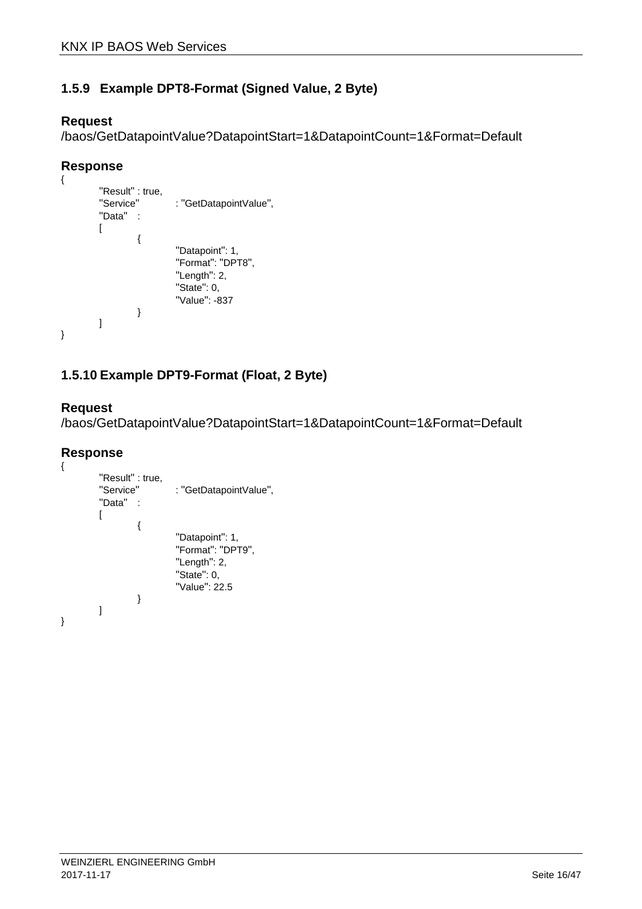### 1.5.9 Example DPT8-Format (Signed Value, 2 Byte)

**Request**

/baos/GetDatapointValue?DatapointStart=1&DatapointCount=1&Format=Default

**Response**

```
{
        "Result" : true,
        "Service"           : "GetDatapointValue",
        "Data"   :
        [
                {
                        "Datapoint": 1,
                        "Format": "DPT8",
                        "Length": 2,
                        "State": 0,
                        "Value": -837
                }
        ]
}
```

### 1.5.10 Example DPT9-Format (Float, 2 Byte)

**Request**

/baos/GetDatapointValue?DatapointStart=1&DatapointCount=1&Format=Default

**Response**

```
{
        "Result" : true,
        "Service"           : "GetDatapointValue",
        "Data"   :
        [
                {
                        "Datapoint": 1,
                        "Format": "DPT9",
                        "Length": 2,
                        "State": 0,
                        "Value": 22.5
                }
        ]
}
```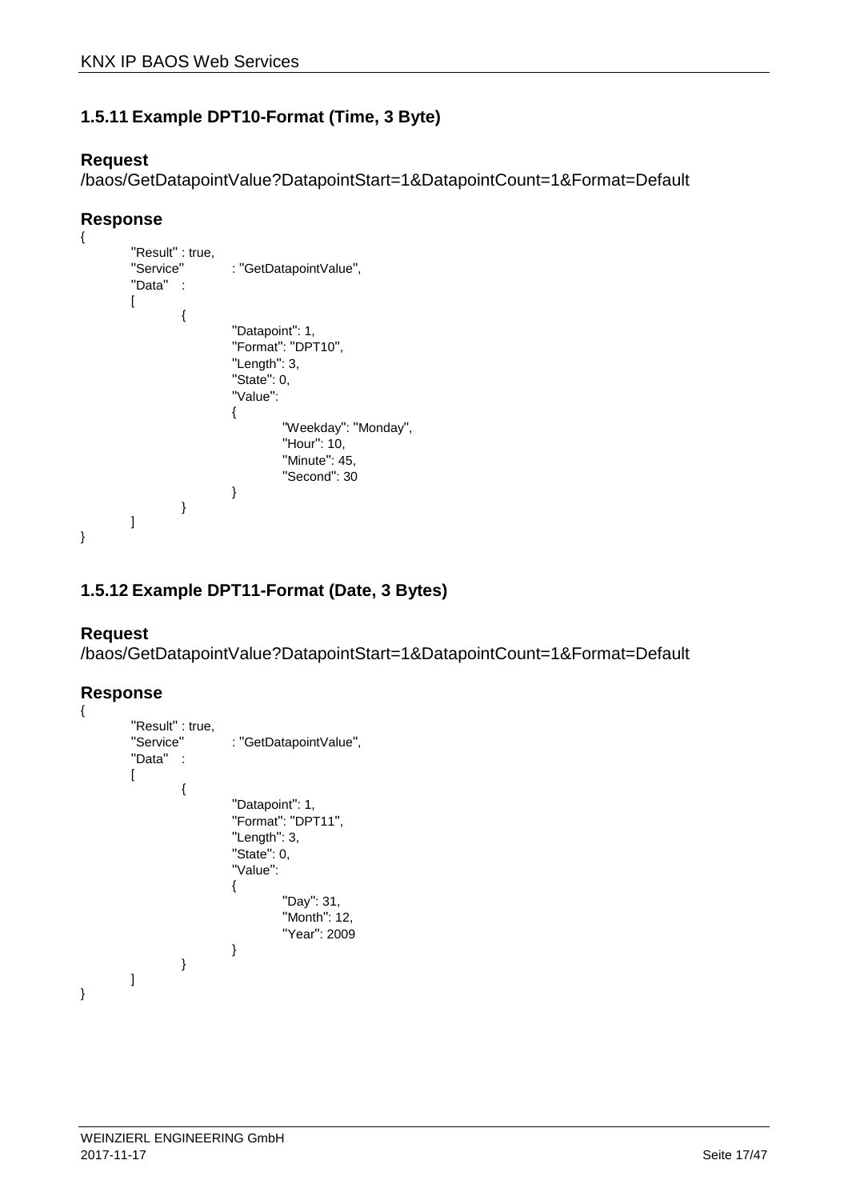### 1.5.11 Example DPT10-Format (Time, 3 Byte)

**Request**

/baos/GetDatapointValue?DatapointStart=1&DatapointCount=1&Format=Default

**Response**

```
{
        "Result" : true,
        "Service"          : "GetDatapointValue",
        "Data"   :
        [
                {
                        "Datapoint": 1,
                        "Format": "DPT10",
                        "Length": 3,
                        "State": 0,
                        "Value":
                        {
                                "Weekday": "Monday",
                                "Hour": 10,
                                "Minute": 45,
                                "Second": 30
                        }
                }
        ]
}
```

### 1.5.12 Example DPT11-Format (Date, 3 Bytes)

**Request**

/baos/GetDatapointValue?DatapointStart=1&DatapointCount=1&Format=Default

**Response**

```
{
        "Result" : true,
        "Service"          : "GetDatapointValue",
        "Data"   :
        [
                {
                        "Datapoint": 1,
                        "Format": "DPT11",
                        "Length": 3,
                        "State": 0,
                        "Value":
                        {
                                "Day": 31,
                                "Month": 12,
                                "Year": 2009
                        }
                }
        ]
}
```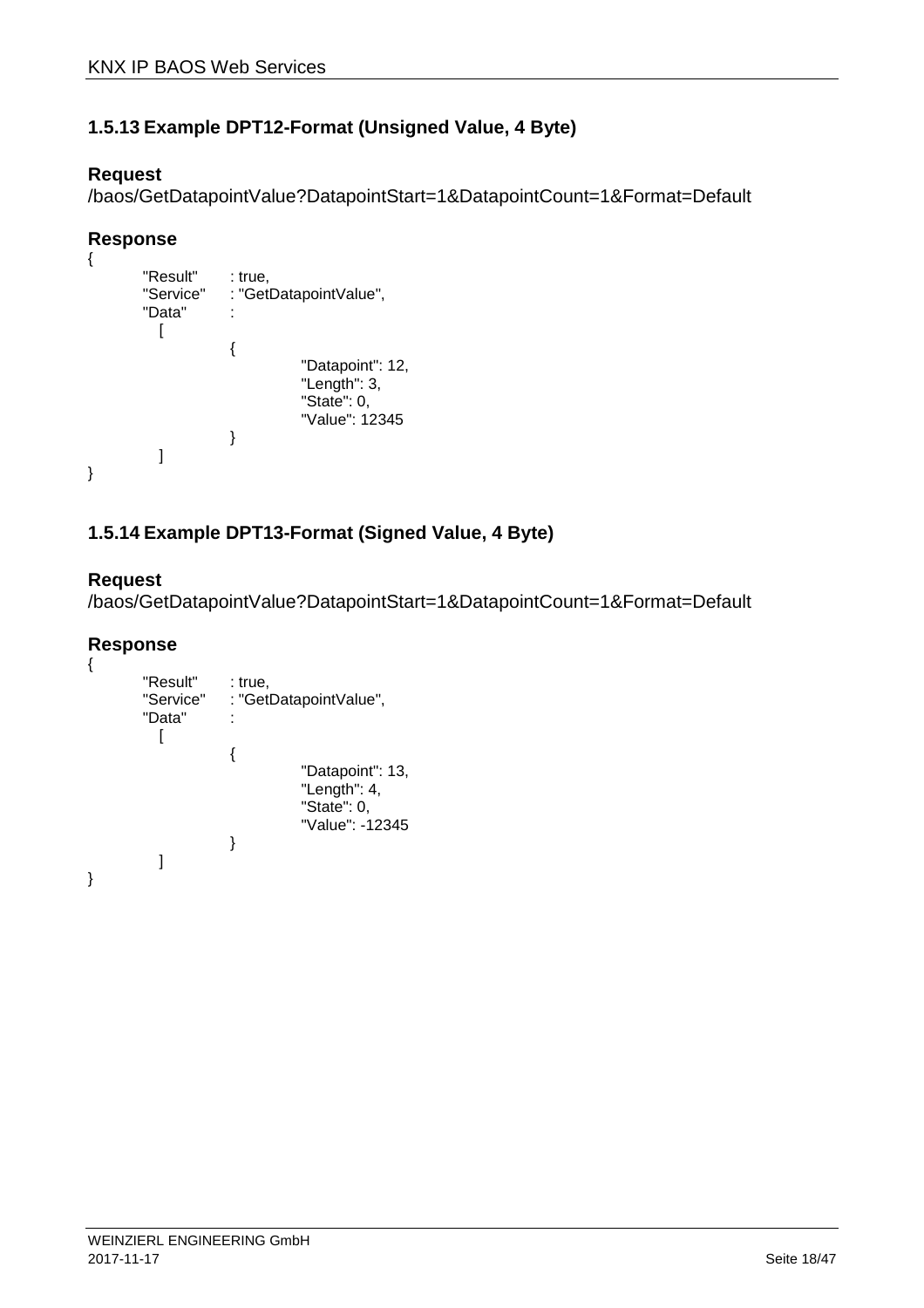### 1.5.13 Example DPT12-Format (Unsigned Value, 4 Byte)

**Request**

/baos/GetDatapointValue?DatapointStart=1&DatapointCount=1&Format=Default

**Response**

```
{
        "Result"      : true,
        "Service"     : "GetDatapointValue",
        "Data"        :
          [
                      {
                                "Datapoint": 12,
                                "Length": 3,
                                "State": 0,
                                "Value": 12345
                      }
          ]
}
```

### 1.5.14 Example DPT13-Format (Signed Value, 4 Byte)

**Request**

/baos/GetDatapointValue?DatapointStart=1&DatapointCount=1&Format=Default

**Response**

```
{
        "Result"      : true,
        "Service"     : "GetDatapointValue",
        "Data"        :
          [
                      {
                                "Datapoint": 13,
                                "Length": 4,
                                "State": 0,
                                "Value": -12345
                      }
          ]
}
```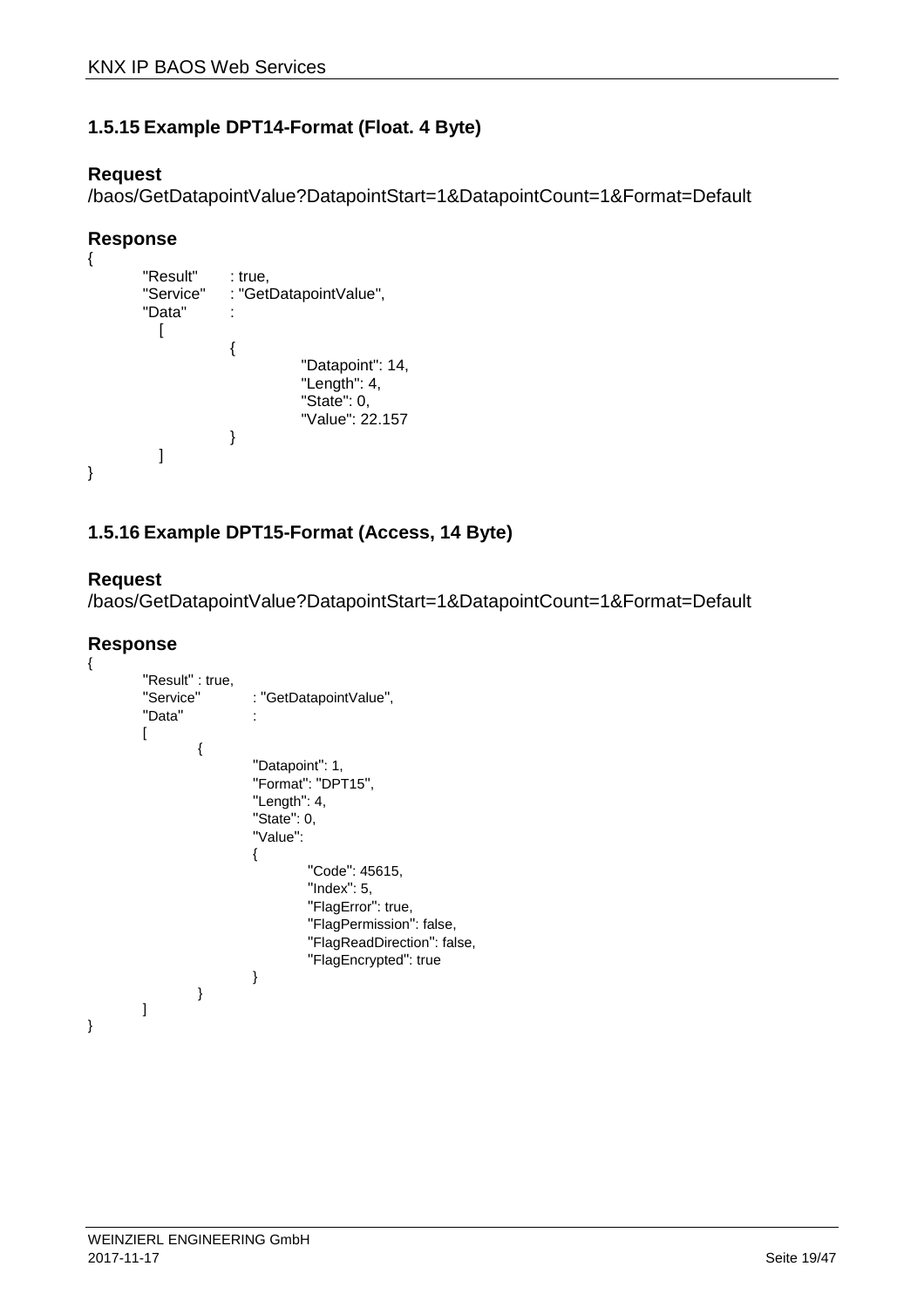### 1.5.15 Example DPT14-Format (Float. 4 Byte)

**Request**

/baos/GetDatapointValue?DatapointStart=1&DatapointCount=1&Format=Default

**Response**

```
{
        "Result"      : true,
        "Service"     : "GetDatapointValue",
        "Data"        :
          [
                    {
                              "Datapoint": 14,
                              "Length": 4,
                              "State": 0,
                              "Value": 22.157
                    }
          ]
}
```

### 1.5.16 Example DPT15-Format (Access, 14 Byte)

**Request**

/baos/GetDatapointValue?DatapointStart=1&DatapointCount=1&Format=Default

**Response**

```
{
        "Result" : true,
        "Service"          : "GetDatapointValue",
        "Data"             :
        [
                {
                        "Datapoint": 1,
                        "Format": "DPT15",
                        "Length": 4,
                        "State": 0,
                        "Value":
                        {
                                "Code": 45615,
                                "Index": 5,
                                "FlagError": true,
                                "FlagPermission": false,
                                "FlagReadDirection": false,
                                "FlagEncrypted": true
                        }
                }
        ]
}
```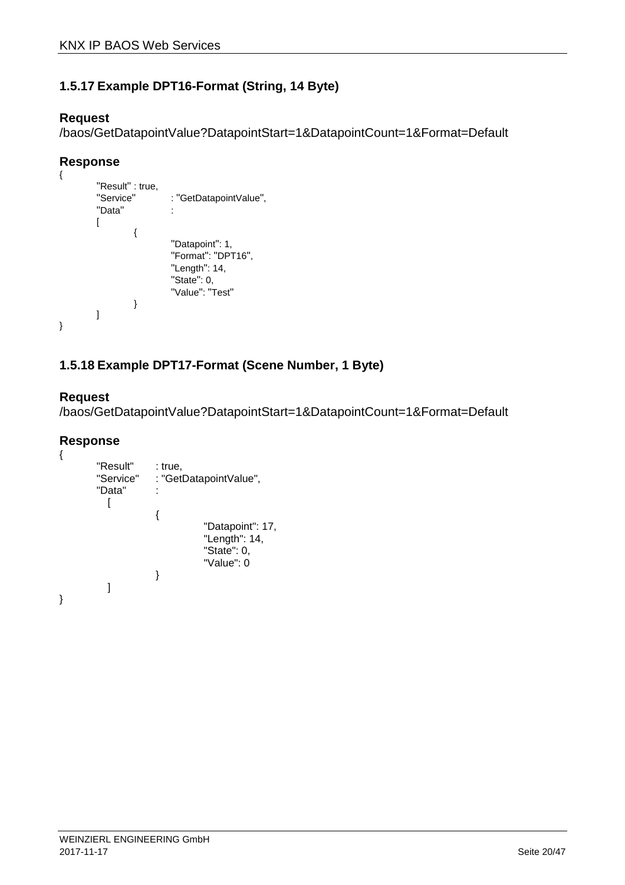### 1.5.17 Example DPT16-Format (String, 14 Byte)

**Request**

/baos/GetDatapointValue?DatapointStart=1&DatapointCount=1&Format=Default

**Response**

```
{
        "Result" : true,
        "Service"          : "GetDatapointValue",
        "Data"             :
        [
                {
                        "Datapoint": 1,
                        "Format": "DPT16",
                        "Length": 14,
                        "State": 0,
                        "Value": "Test"
                }
        ]
}
```

### 1.5.18 Example DPT17-Format (Scene Number, 1 Byte)

**Request**

/baos/GetDatapointValue?DatapointStart=1&DatapointCount=1&Format=Default

**Response**

```
{
        "Result"      : true,
        "Service"     : "GetDatapointValue",
        "Data"        :
          [
                    {
                              "Datapoint": 17,
                              "Length": 14,
                              "State": 0,
                              "Value": 0
                    }
          ]
}
```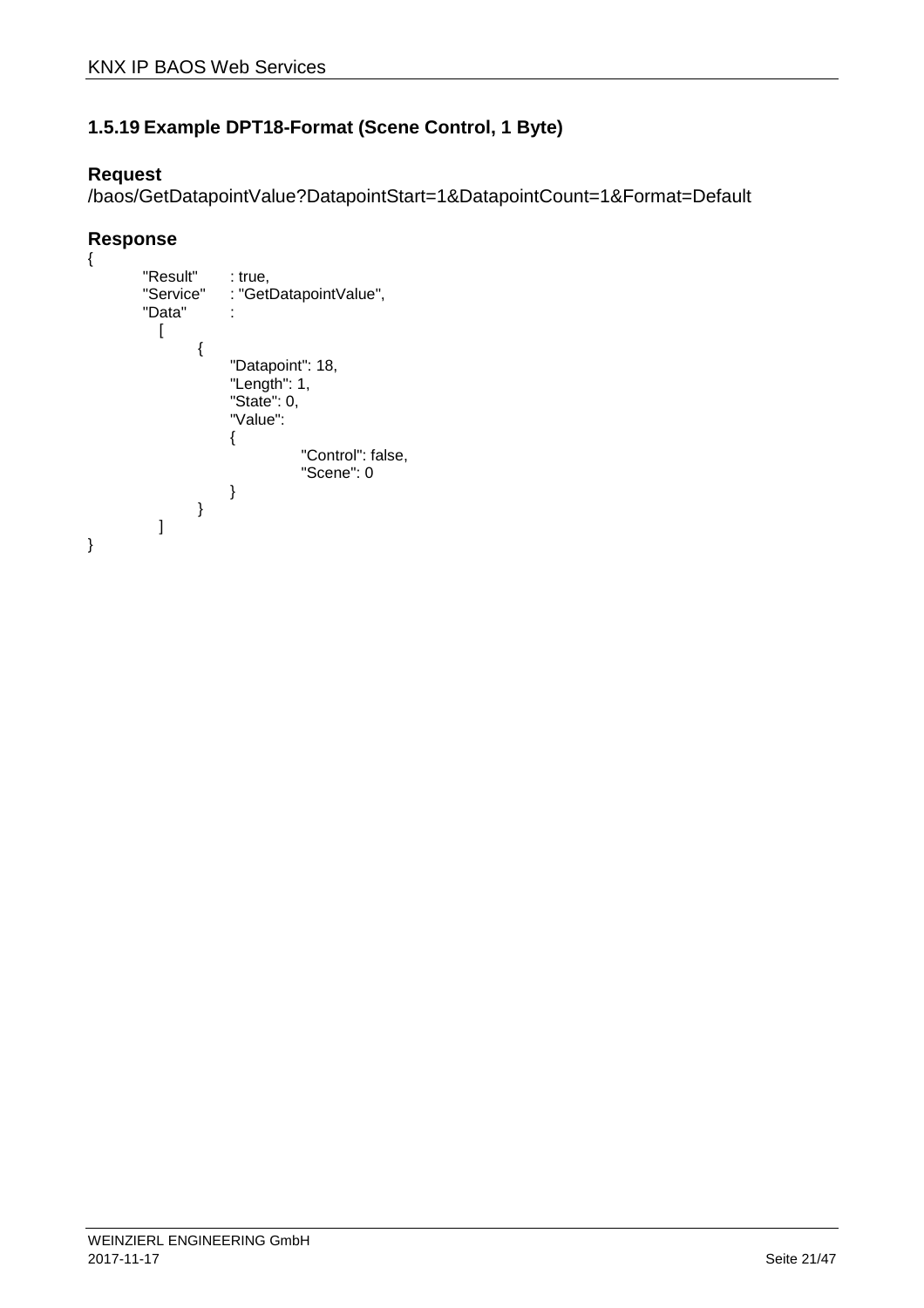### 1.5.19 Example DPT18-Format (Scene Control, 1 Byte)

**Request**

/baos/GetDatapointValue?DatapointStart=1&DatapointCount=1&Format=Default

**Response**

```
{
        "Result"      : true,
        "Service"     : "GetDatapointValue",
        "Data"        :
          [
                {
                     "Datapoint": 18,
                     "Length": 1,
                     "State": 0,
                     "Value":
                     {
                              "Control": false,
                              "Scene": 0
                     }
                }
          ]
}
```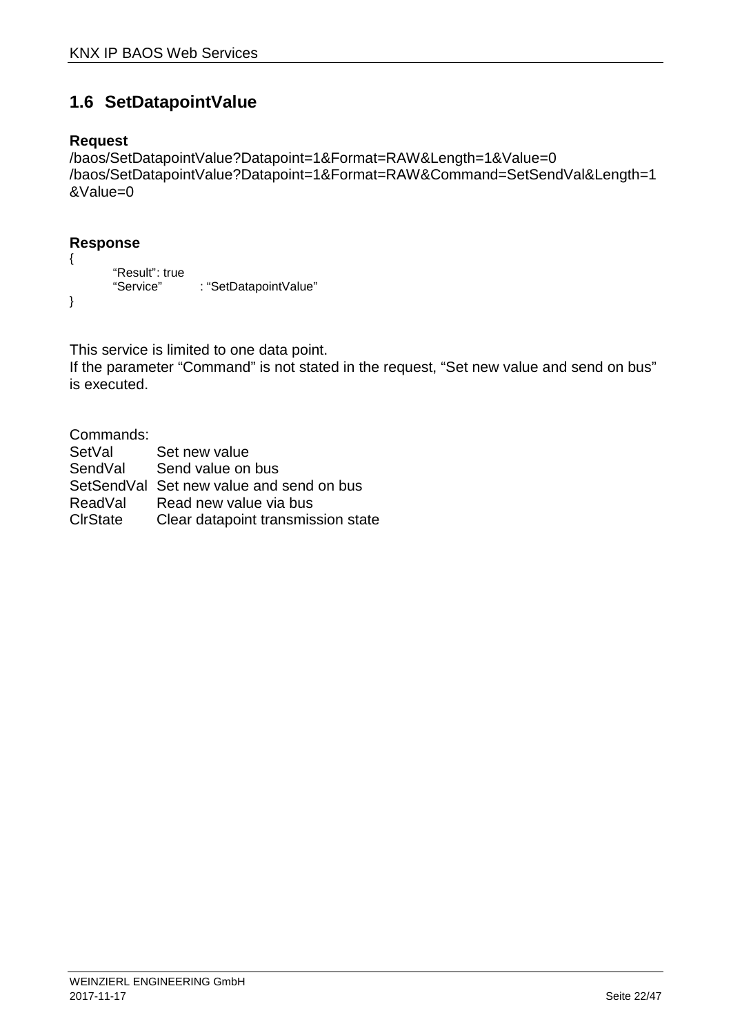## 1.6 SetDatapointValue

**Request**

/baos/SetDatapointValue?Datapoint=1&Format=RAW&Length=1&Value=0
/baos/SetDatapointValue?Datapoint=1&Format=RAW&Command=SetSendVal&Length=1&Value=0

**Response**

```
{
        "Result": true
        "Service"       : "SetDatapointValue"
}
```

This service is limited to one data point.
If the parameter "Command" is not stated in the request, "Set new value and send on bus" is executed.

Commands:

| | |
|---|---|
| SetVal | Set new value |
| SendVal | Send value on bus |
| SetSendVal | Set new value and send on bus |
| ReadVal | Read new value via bus |
| ClrState | Clear datapoint transmission state |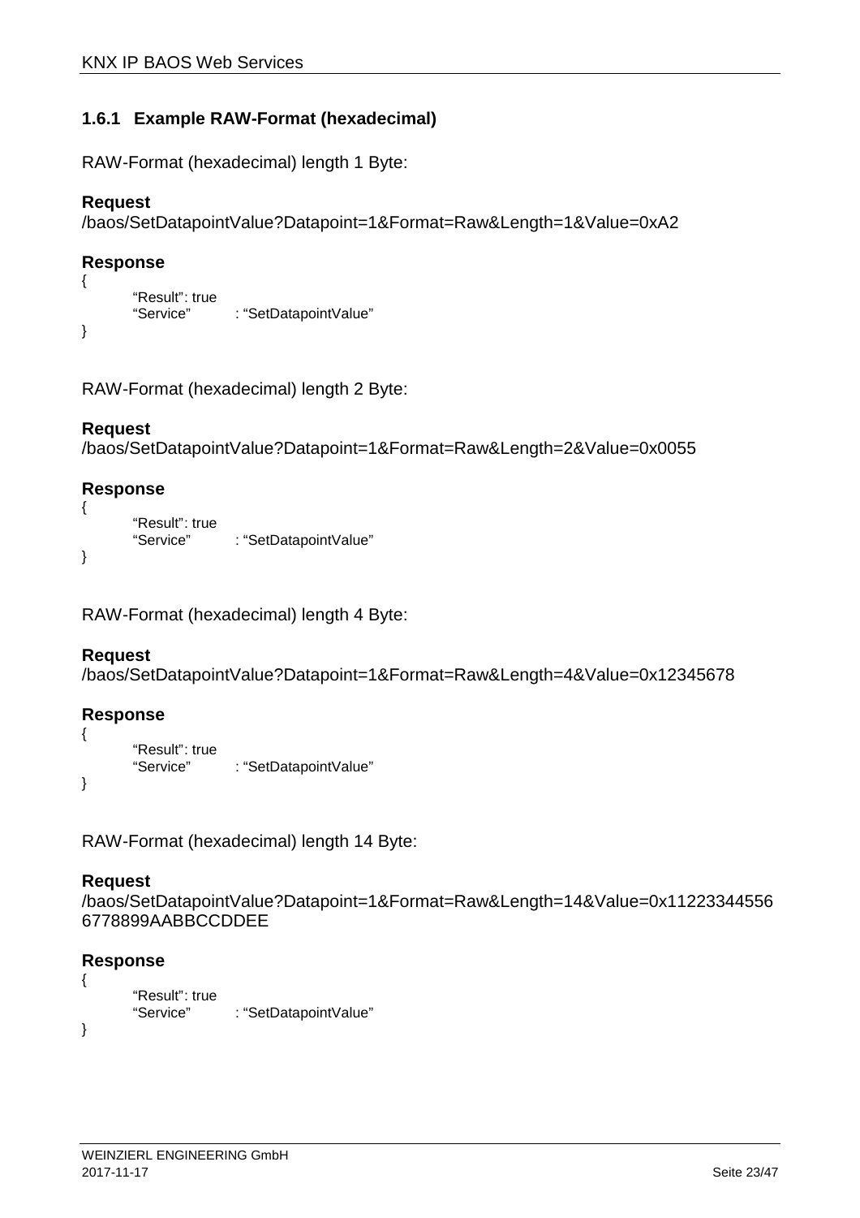### 1.6.1 Example RAW-Format (hexadecimal)

RAW-Format (hexadecimal) length 1 Byte:

**Request**

/baos/SetDatapointValue?Datapoint=1&Format=Raw&Length=1&Value=0xA2

**Response**

```
{
        “Result”: true
        “Service”       : “SetDatapointValue”
}
```

RAW-Format (hexadecimal) length 2 Byte:

**Request**

/baos/SetDatapointValue?Datapoint=1&Format=Raw&Length=2&Value=0x0055

**Response**

```
{
        “Result”: true
        “Service”       : “SetDatapointValue”
}
```

RAW-Format (hexadecimal) length 4 Byte:

**Request**

/baos/SetDatapointValue?Datapoint=1&Format=Raw&Length=4&Value=0x12345678

**Response**

```
{
        “Result”: true
        “Service”       : “SetDatapointValue”
}
```

RAW-Format (hexadecimal) length 14 Byte:

**Request**

/baos/SetDatapointValue?Datapoint=1&Format=Raw&Length=14&Value=0x112233445566778899AABBCCDDEE

**Response**

```
{
        “Result”: true
        “Service”       : “SetDatapointValue”
}
```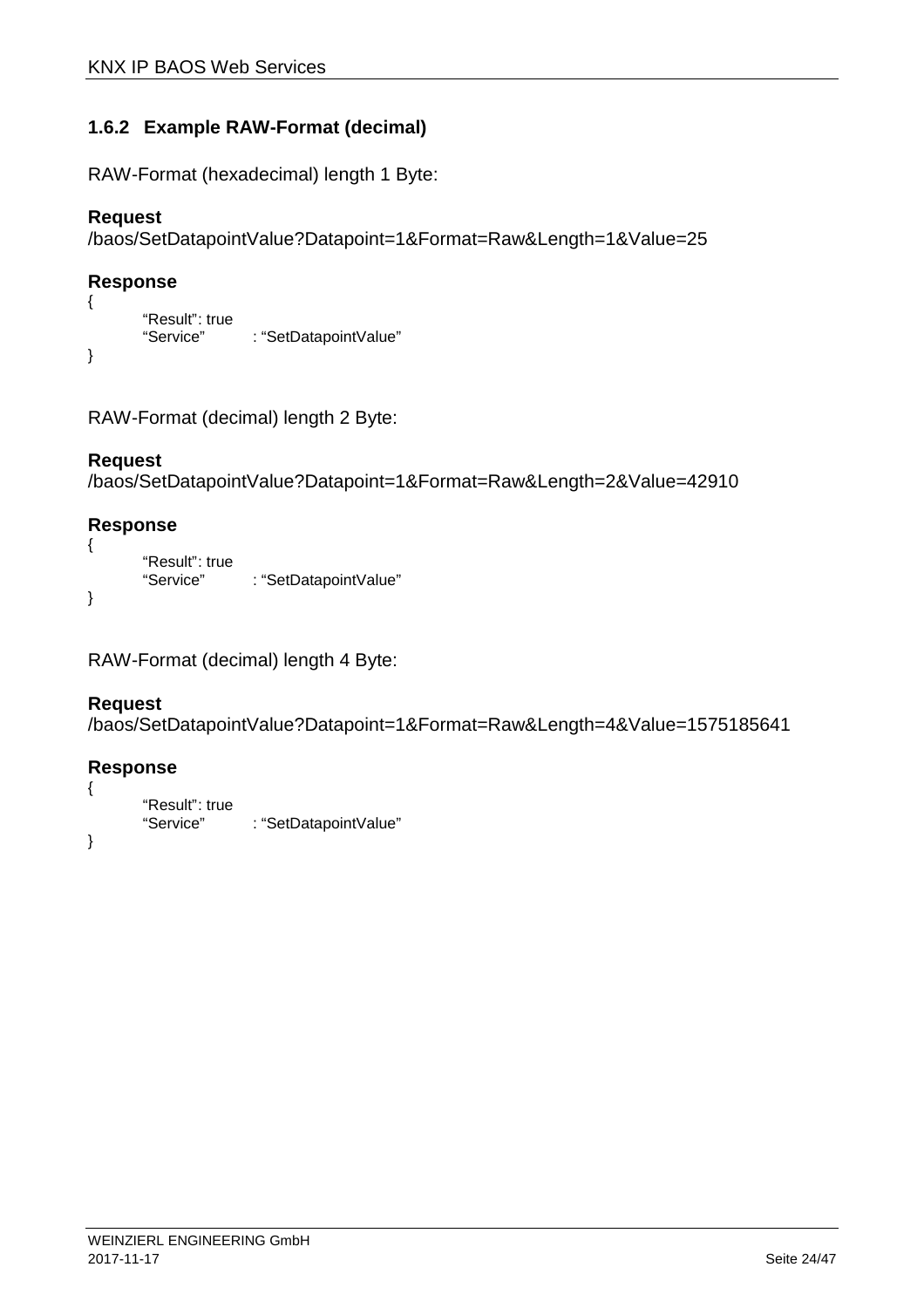### 1.6.2 Example RAW-Format (decimal)

RAW-Format (hexadecimal) length 1 Byte:

**Request**
/baos/SetDatapointValue?Datapoint=1&Format=Raw&Length=1&Value=25

**Response**
```
{
        “Result”: true
        “Service”        : “SetDatapointValue”
}
```

RAW-Format (decimal) length 2 Byte:

**Request**
/baos/SetDatapointValue?Datapoint=1&Format=Raw&Length=2&Value=42910

**Response**
```
{
        “Result”: true
        “Service”        : “SetDatapointValue”
}
```

RAW-Format (decimal) length 4 Byte:

**Request**
/baos/SetDatapointValue?Datapoint=1&Format=Raw&Length=4&Value=1575185641

**Response**
```
{
        “Result”: true
        “Service”        : “SetDatapointValue”
}
```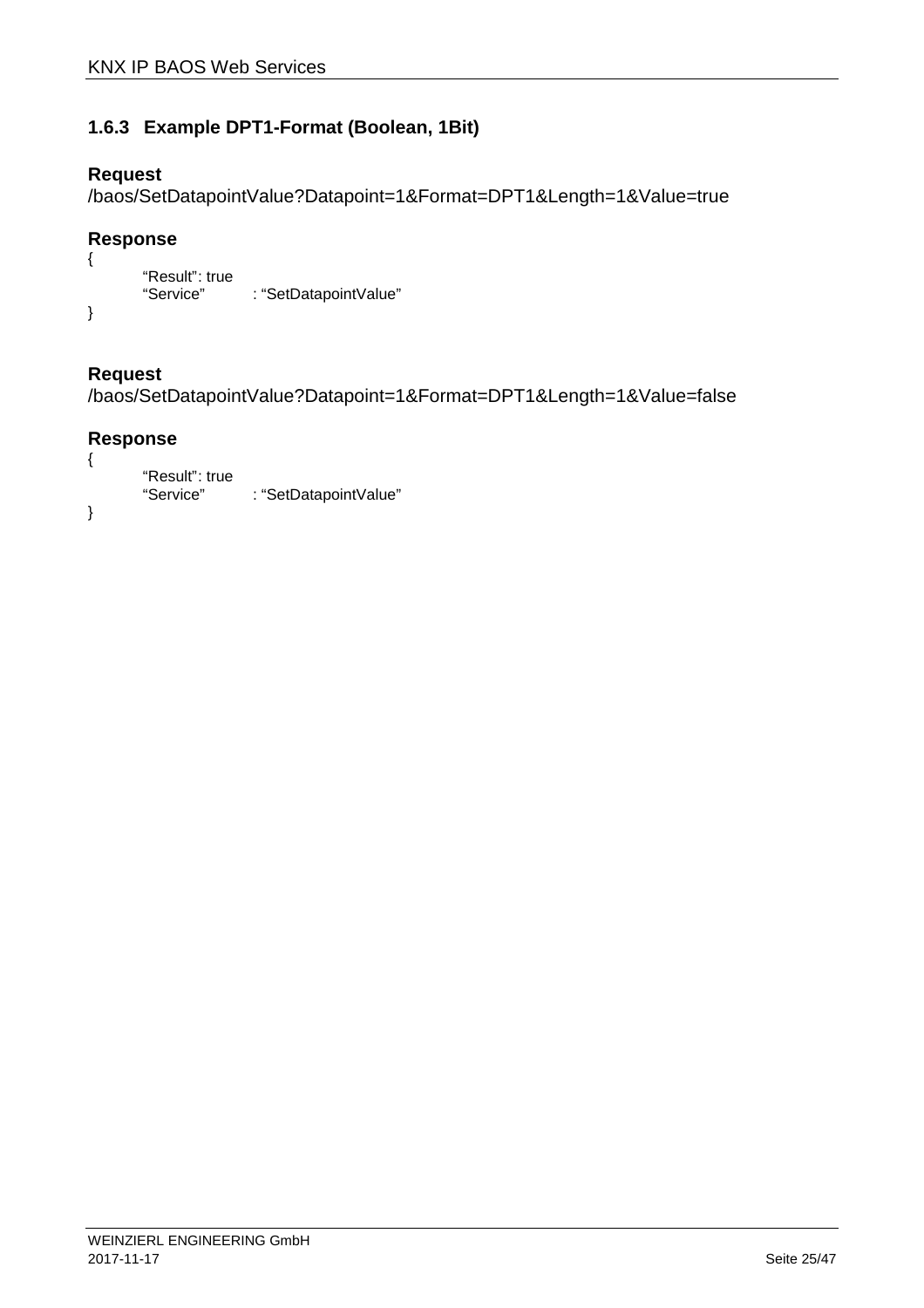### 1.6.3 Example DPT1-Format (Boolean, 1Bit)

**Request**

/baos/SetDatapointValue?Datapoint=1&Format=DPT1&Length=1&Value=true

**Response**

```
{
        “Result”: true
        “Service”        : “SetDatapointValue”
}
```

**Request**

/baos/SetDatapointValue?Datapoint=1&Format=DPT1&Length=1&Value=false

**Response**

```
{
        “Result”: true
        “Service”        : “SetDatapointValue”
}
```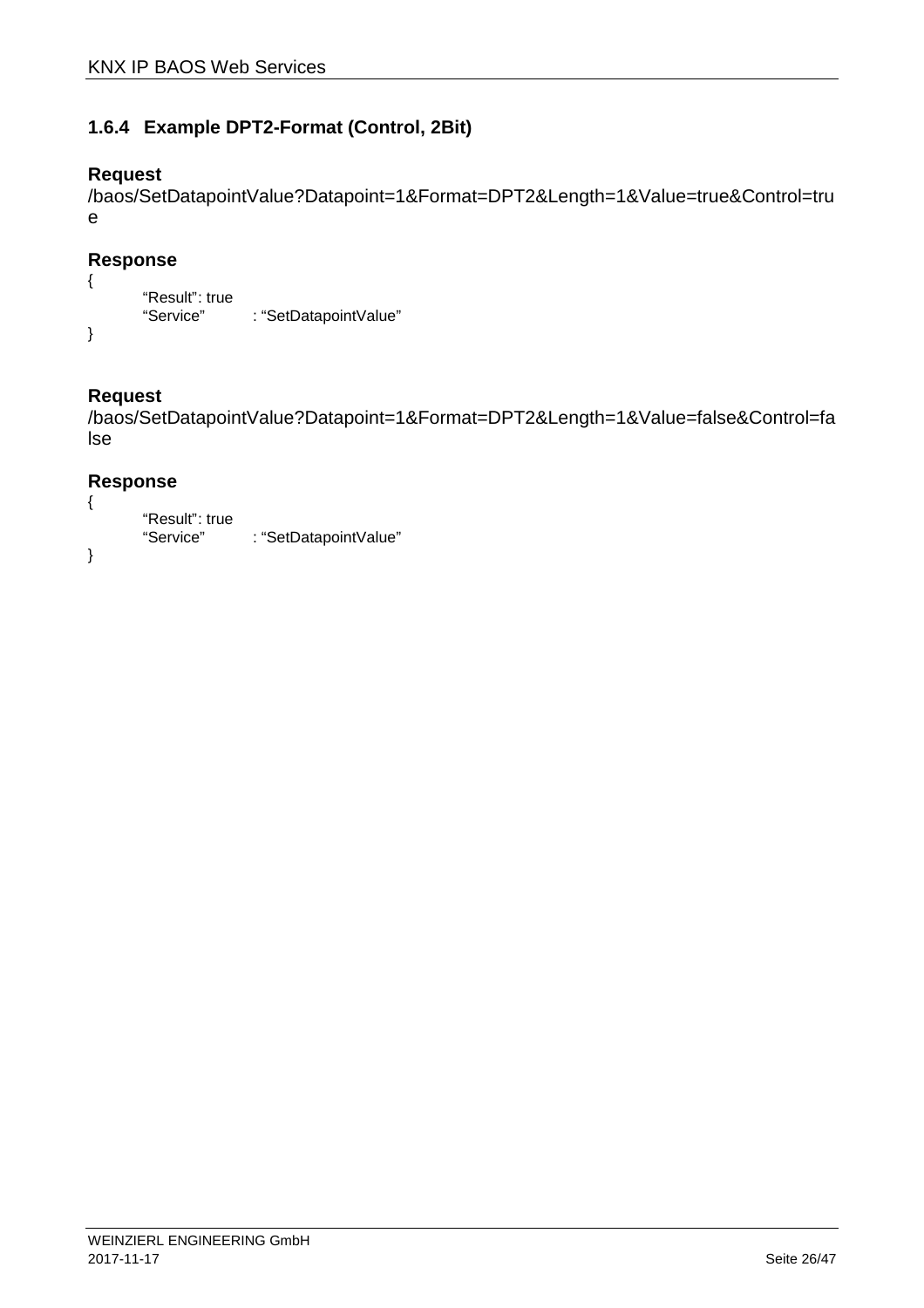### 1.6.4 Example DPT2-Format (Control, 2Bit)

**Request**

/baos/SetDatapointValue?Datapoint=1&Format=DPT2&Length=1&Value=true&Control=true

**Response**

```
{
	“Result”: true
	“Service”	: “SetDatapointValue”
}
```

**Request**

/baos/SetDatapointValue?Datapoint=1&Format=DPT2&Length=1&Value=false&Control=false

**Response**

```
{
	“Result”: true
	“Service”	: “SetDatapointValue”
}
```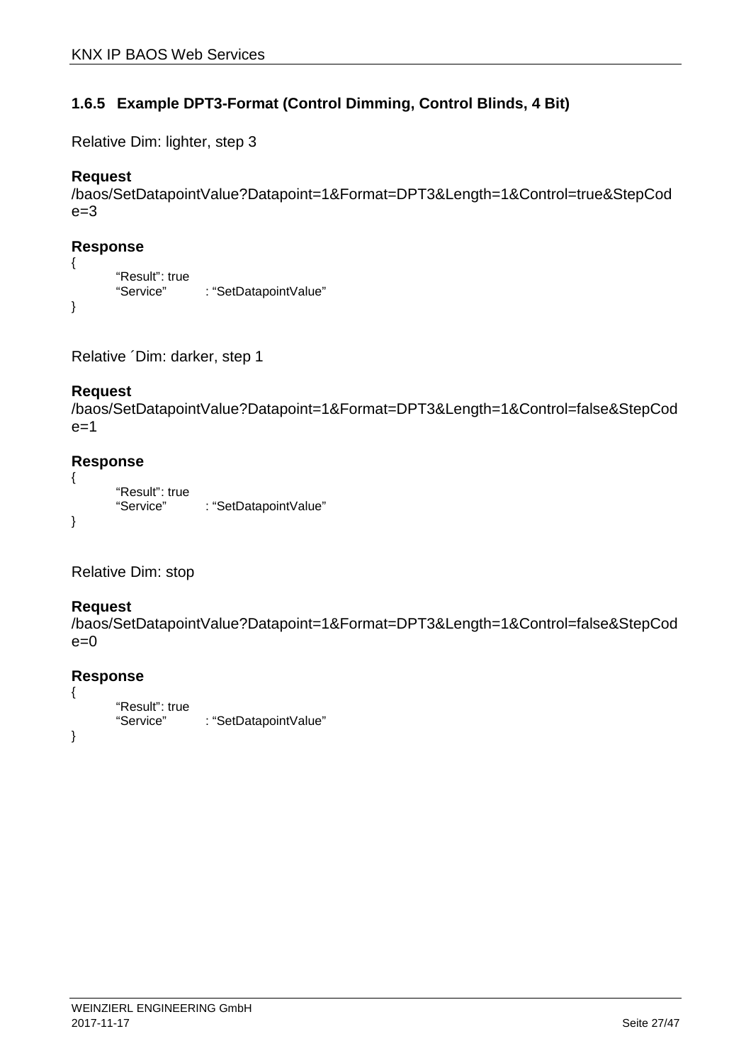### 1.6.5 Example DPT3-Format (Control Dimming, Control Blinds, 4 Bit)

Relative Dim: lighter, step 3

**Request**

/baos/SetDatapointValue?Datapoint=1&Format=DPT3&Length=1&Control=true&StepCode=3

**Response**

```
{
        “Result”: true
        “Service”       : “SetDatapointValue”
}
```

Relative ´Dim: darker, step 1

**Request**

/baos/SetDatapointValue?Datapoint=1&Format=DPT3&Length=1&Control=false&StepCode=1

**Response**

```
{
        “Result”: true
        “Service”       : “SetDatapointValue”
}
```

Relative Dim: stop

**Request**

/baos/SetDatapointValue?Datapoint=1&Format=DPT3&Length=1&Control=false&StepCode=0

**Response**

```
{
        “Result”: true
        “Service”       : “SetDatapointValue”
}
```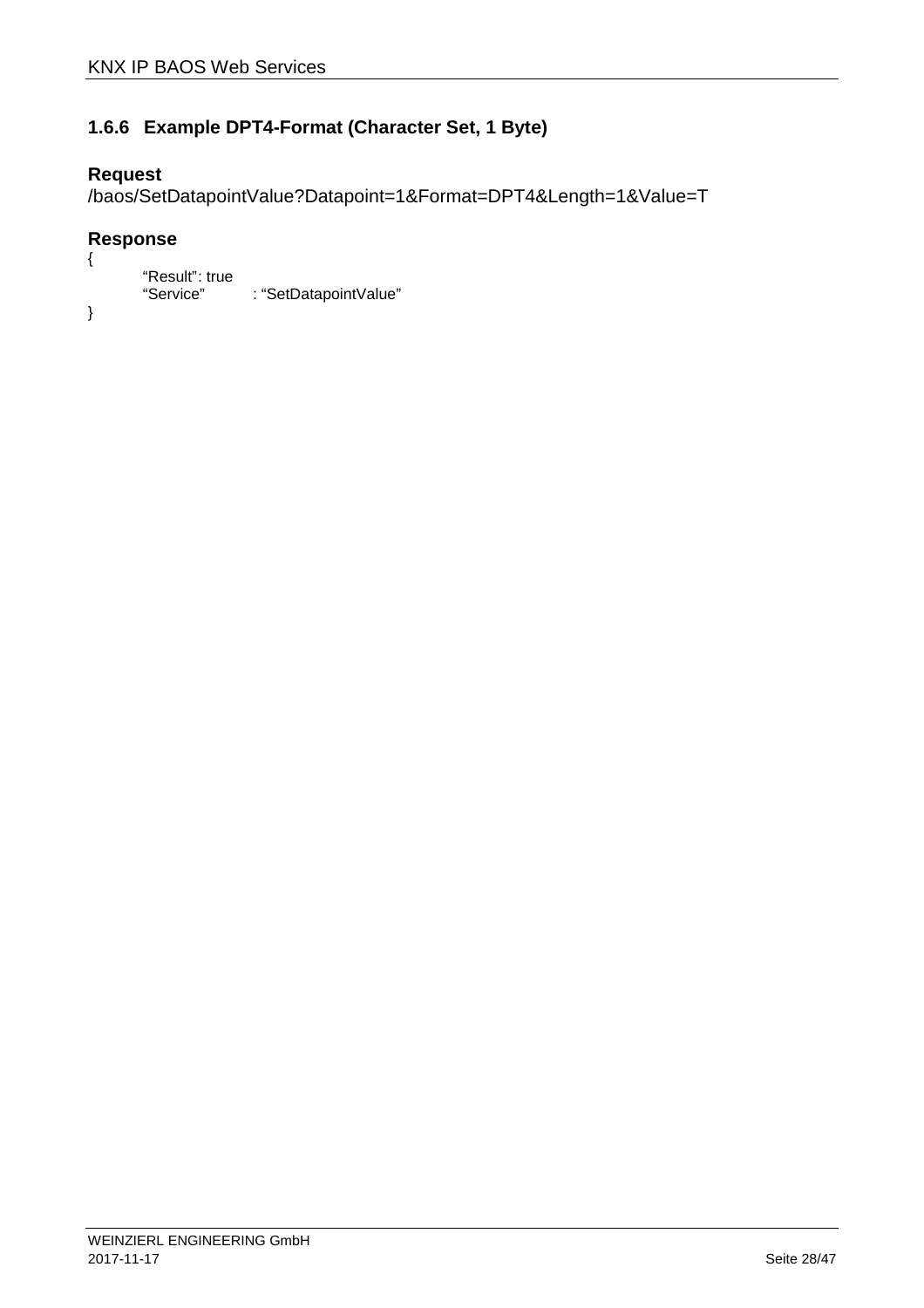### 1.6.6 Example DPT4-Format (Character Set, 1 Byte)

**Request**

/baos/SetDatapointValue?Datapoint=1&Format=DPT4&Length=1&Value=T

**Response**

```
{
        “Result”: true
        “Service”        : “SetDatapointValue”
}
```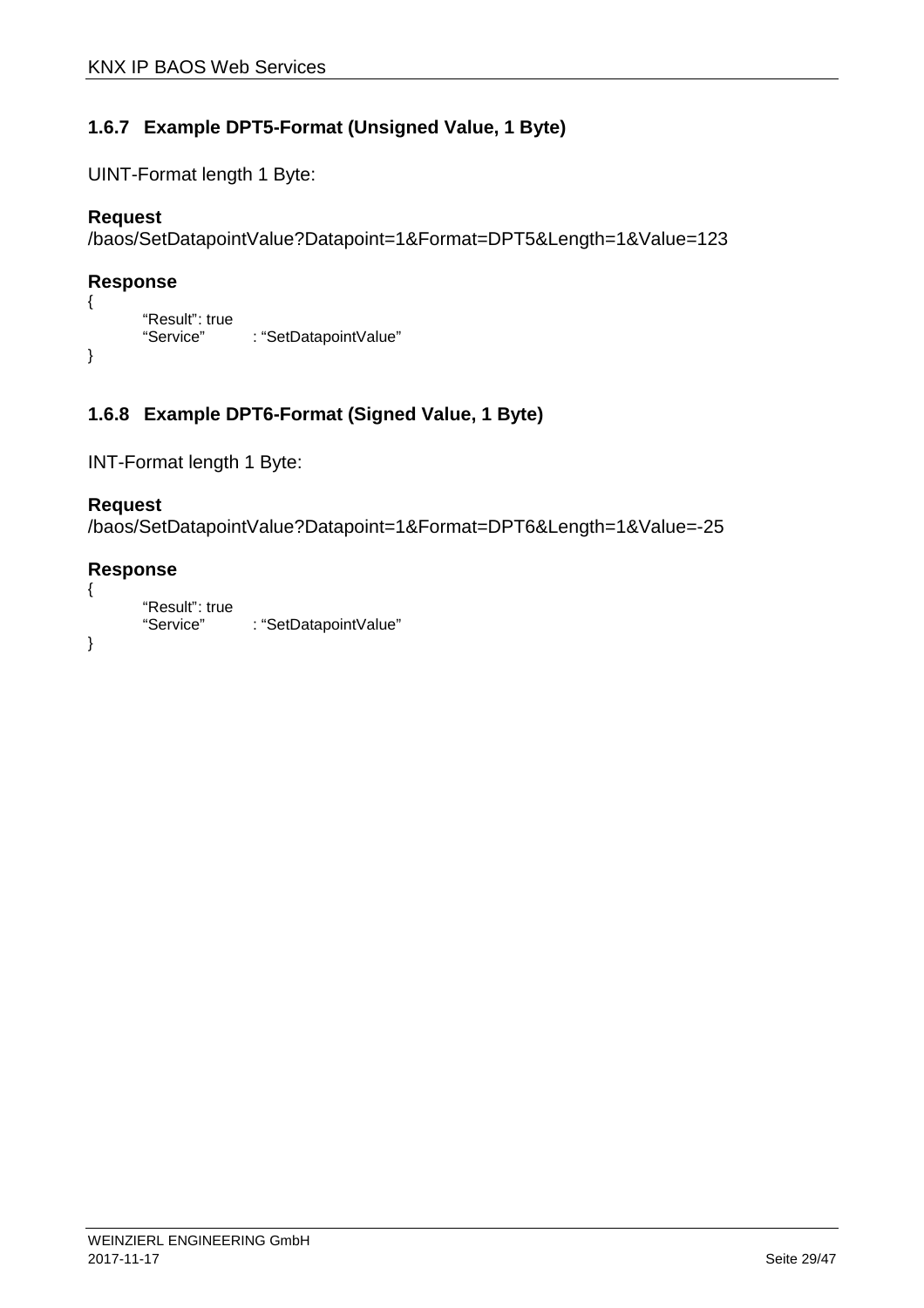### 1.6.7 Example DPT5-Format (Unsigned Value, 1 Byte)

UINT-Format length 1 Byte:

**Request**

/baos/SetDatapointValue?Datapoint=1&Format=DPT5&Length=1&Value=123

**Response**

```
{
        “Result”: true
        “Service”        : “SetDatapointValue”
}
```

### 1.6.8 Example DPT6-Format (Signed Value, 1 Byte)

INT-Format length 1 Byte:

**Request**

/baos/SetDatapointValue?Datapoint=1&Format=DPT6&Length=1&Value=-25

**Response**

```
{
        “Result”: true
        “Service”        : “SetDatapointValue”
}
```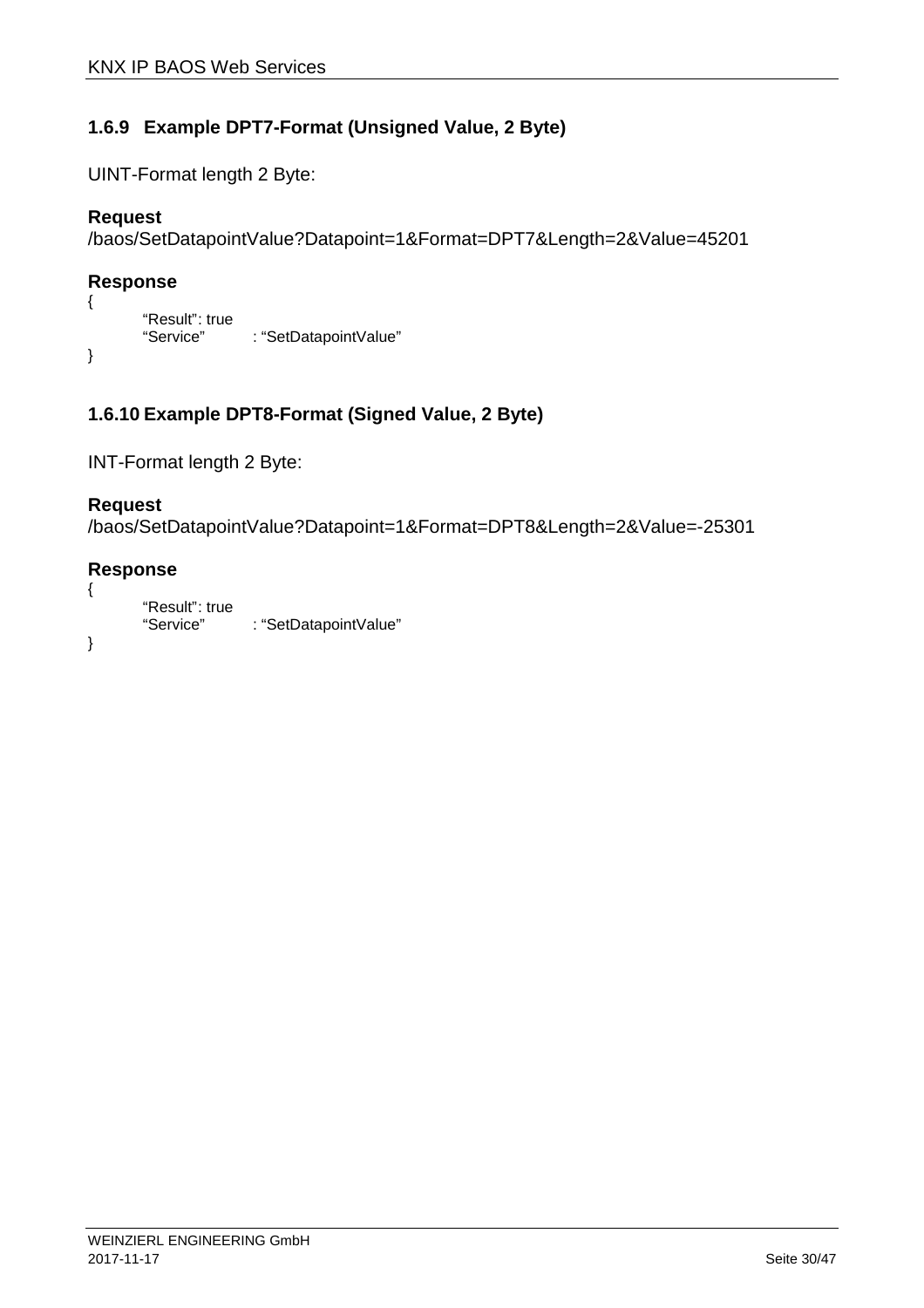### 1.6.9 Example DPT7-Format (Unsigned Value, 2 Byte)

UINT-Format length 2 Byte:

**Request**
/baos/SetDatapointValue?Datapoint=1&Format=DPT7&Length=2&Value=45201

**Response**
```
{
        “Result”: true
        “Service”        : “SetDatapointValue”
}
```

### 1.6.10 Example DPT8-Format (Signed Value, 2 Byte)

INT-Format length 2 Byte:

**Request**
/baos/SetDatapointValue?Datapoint=1&Format=DPT8&Length=2&Value=-25301

**Response**
```
{
        “Result”: true
        “Service”        : “SetDatapointValue”
}
```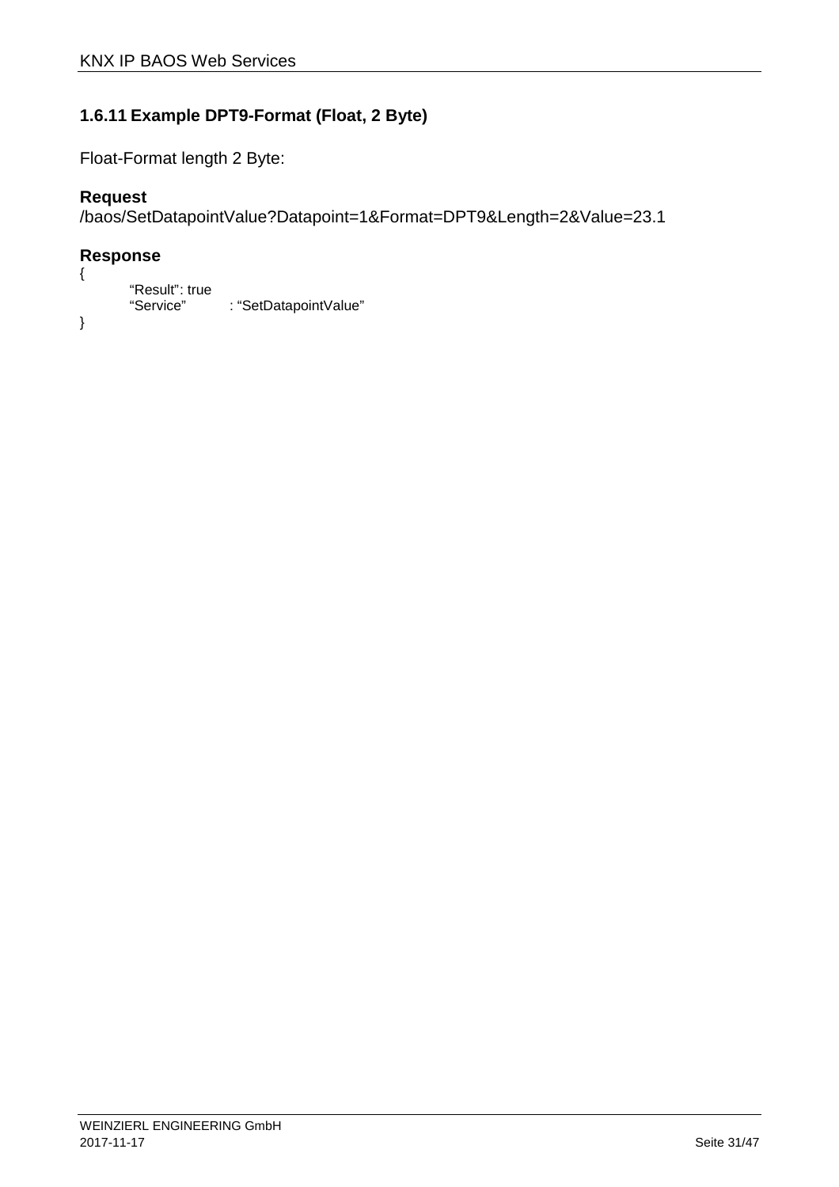### 1.6.11 Example DPT9-Format (Float, 2 Byte)

Float-Format length 2 Byte:

**Request**

/baos/SetDatapointValue?Datapoint=1&Format=DPT9&Length=2&Value=23.1

**Response**

```
{
        “Result”: true
        “Service”       : “SetDatapointValue”
}
```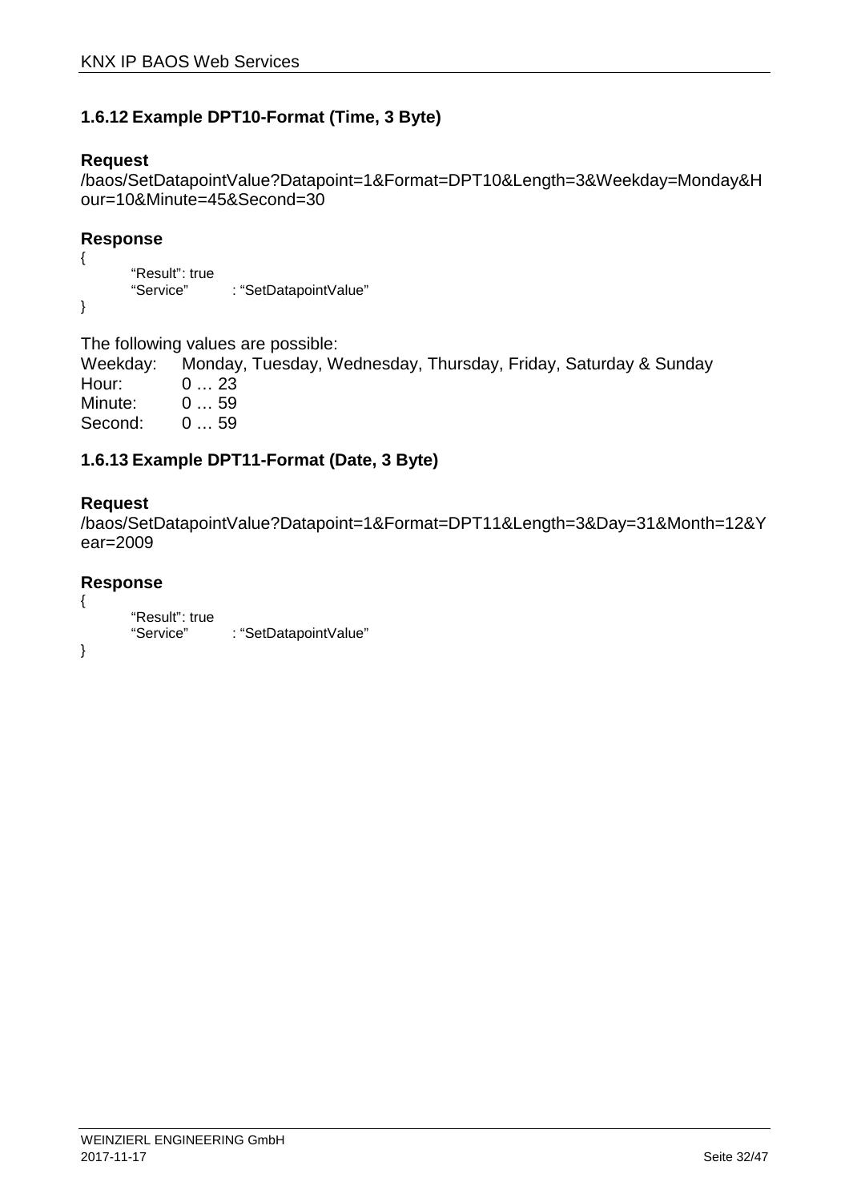### 1.6.12 Example DPT10-Format (Time, 3 Byte)

**Request**

/baos/SetDatapointValue?Datapoint=1&Format=DPT10&Length=3&Weekday=Monday&Hour=10&Minute=45&Second=30

**Response**

```
{
        “Result”: true
        “Service”      : “SetDatapointValue”
}
```

The following values are possible:

Weekday: Monday, Tuesday, Wednesday, Thursday, Friday, Saturday & Sunday
Hour: 0 … 23
Minute: 0 … 59
Second: 0 … 59

### 1.6.13 Example DPT11-Format (Date, 3 Byte)

**Request**

/baos/SetDatapointValue?Datapoint=1&Format=DPT11&Length=3&Day=31&Month=12&Year=2009

**Response**

```
{
        “Result”: true
        “Service”      : “SetDatapointValue”
}
```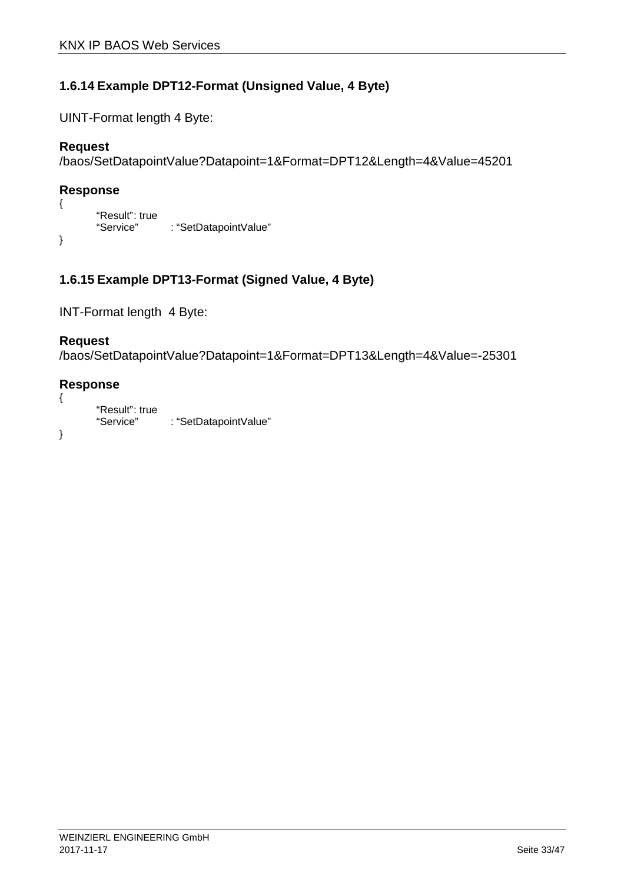### 1.6.14 Example DPT12-Format (Unsigned Value, 4 Byte)

UINT-Format length 4 Byte:

**Request**

/baos/SetDatapointValue?Datapoint=1&Format=DPT12&Length=4&Value=45201

**Response**

```
{
	"Result": true
	"Service"	: "SetDatapointValue"
}
```

### 1.6.15 Example DPT13-Format (Signed Value, 4 Byte)

INT-Format length 4 Byte:

**Request**

/baos/SetDatapointValue?Datapoint=1&Format=DPT13&Length=4&Value=-25301

**Response**

```
{
	"Result": true
	"Service"	: "SetDatapointValue"
}
```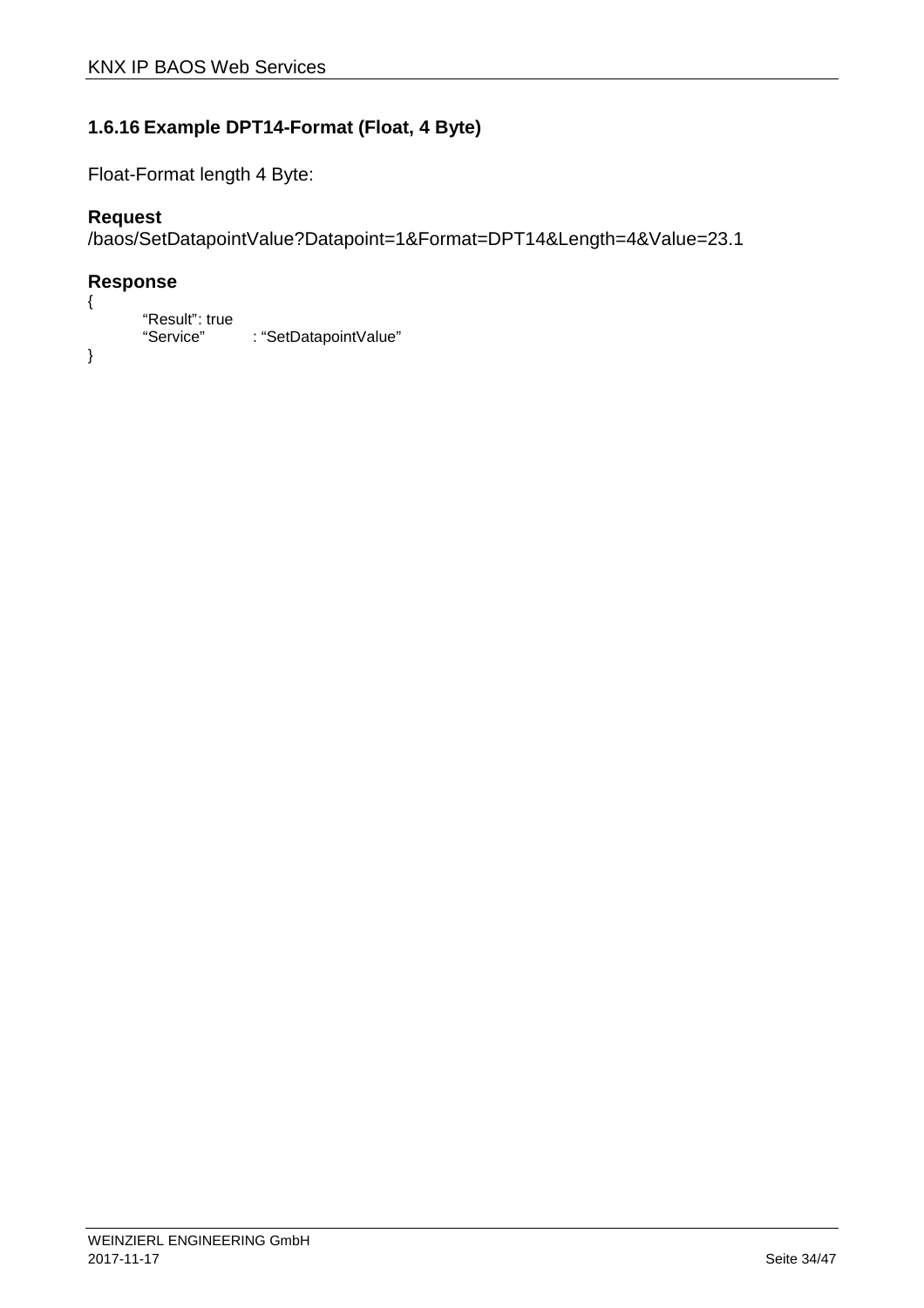### 1.6.16 Example DPT14-Format (Float, 4 Byte)

Float-Format length 4 Byte:

**Request**

/baos/SetDatapointValue?Datapoint=1&Format=DPT14&Length=4&Value=23.1

**Response**

```
{
        “Result”: true
        “Service”        : “SetDatapointValue”
}
```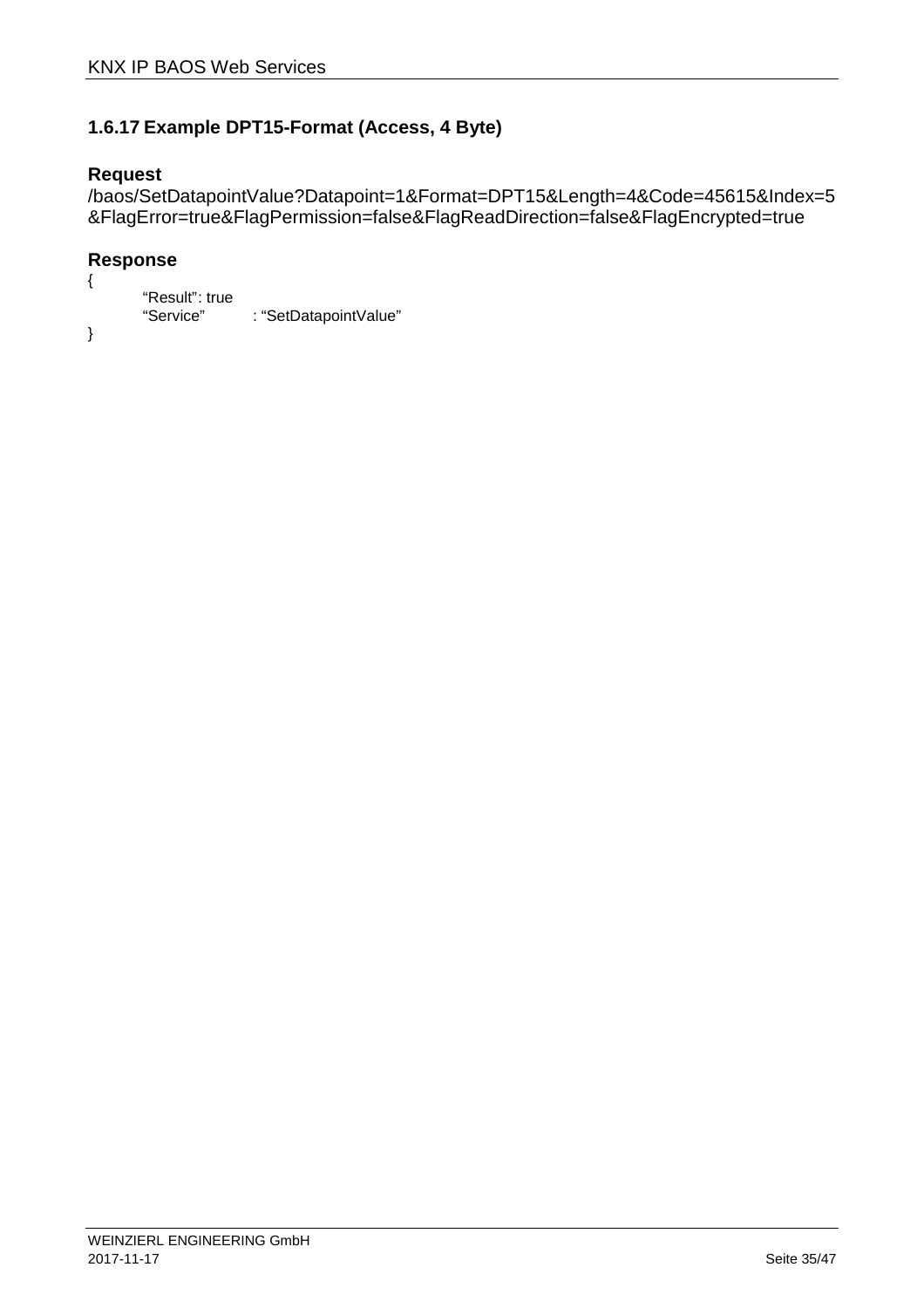### 1.6.17 Example DPT15-Format (Access, 4 Byte)

**Request**

/baos/SetDatapointValue?Datapoint=1&Format=DPT15&Length=4&Code=45615&Index=5&FlagError=true&FlagPermission=false&FlagReadDirection=false&FlagEncrypted=true

**Response**

```
{
        “Result”: true
        “Service”       : “SetDatapointValue”
}
```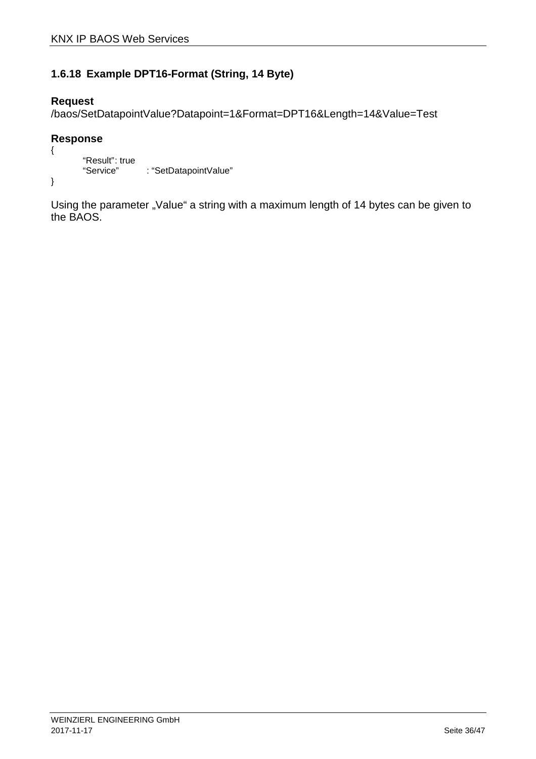### 1.6.18 Example DPT16-Format (String, 14 Byte)

**Request**

/baos/SetDatapointValue?Datapoint=1&Format=DPT16&Length=14&Value=Test

**Response**

```
{
        “Result”: true
        “Service”         : “SetDatapointValue”
}
```

Using the parameter „Value“ a string with a maximum length of 14 bytes can be given to the BAOS.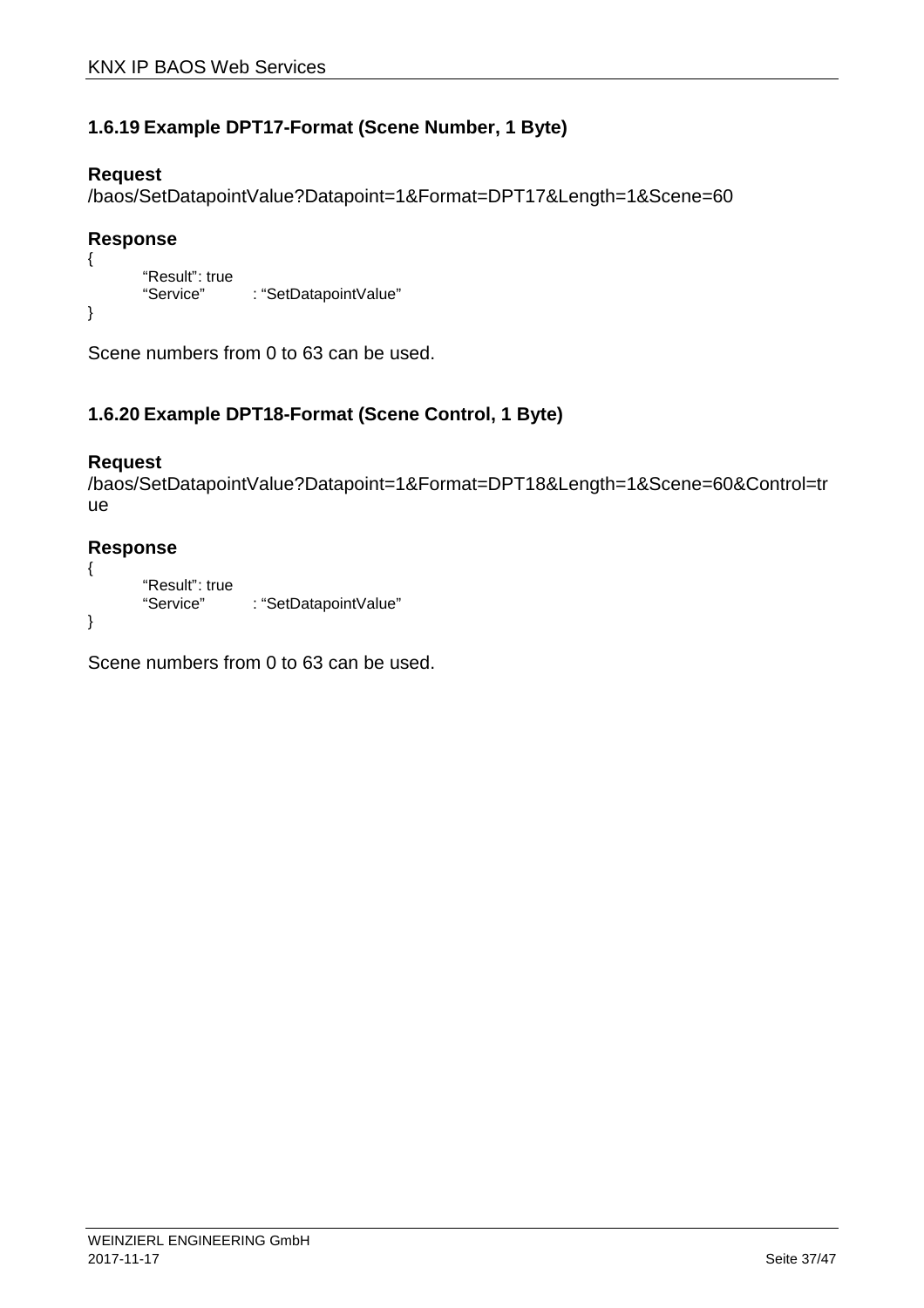### 1.6.19 Example DPT17-Format (Scene Number, 1 Byte)

**Request**

/baos/SetDatapointValue?Datapoint=1&Format=DPT17&Length=1&Scene=60

**Response**

```
{
    “Result”: true
    “Service”       : “SetDatapointValue”
}
```

Scene numbers from 0 to 63 can be used.

### 1.6.20 Example DPT18-Format (Scene Control, 1 Byte)

**Request**

/baos/SetDatapointValue?Datapoint=1&Format=DPT18&Length=1&Scene=60&Control=true

**Response**

```
{
    “Result”: true
    “Service”       : “SetDatapointValue”
}
```

Scene numbers from 0 to 63 can be used.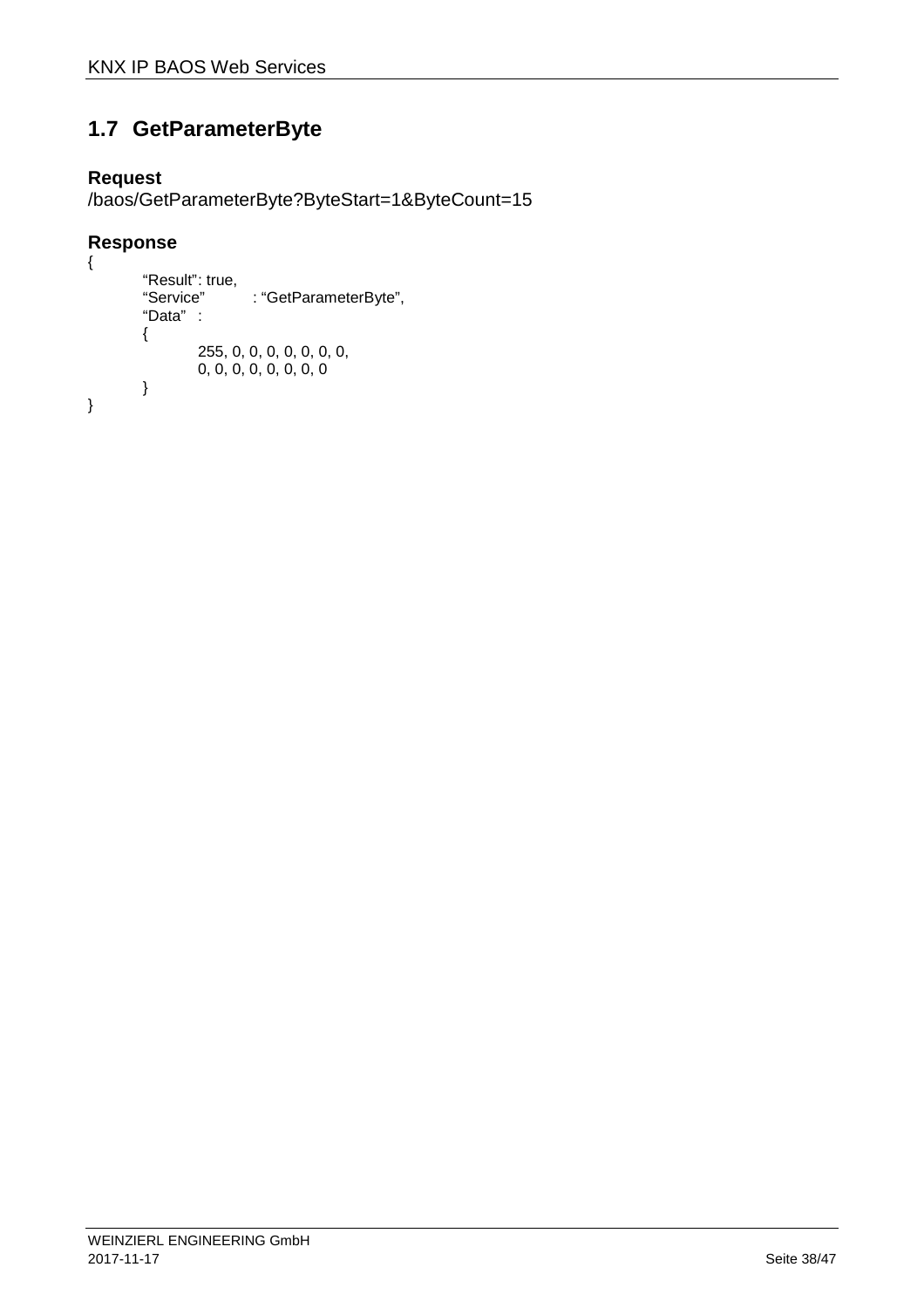## 1.7 GetParameterByte

**Request**

/baos/GetParameterByte?ByteStart=1&ByteCount=15

**Response**

```
{
        “Result”: true,
        “Service”        : “GetParameterByte”,
        “Data”   :
        {
                255, 0, 0, 0, 0, 0, 0, 0,
                0, 0, 0, 0, 0, 0, 0, 0
        }
}
```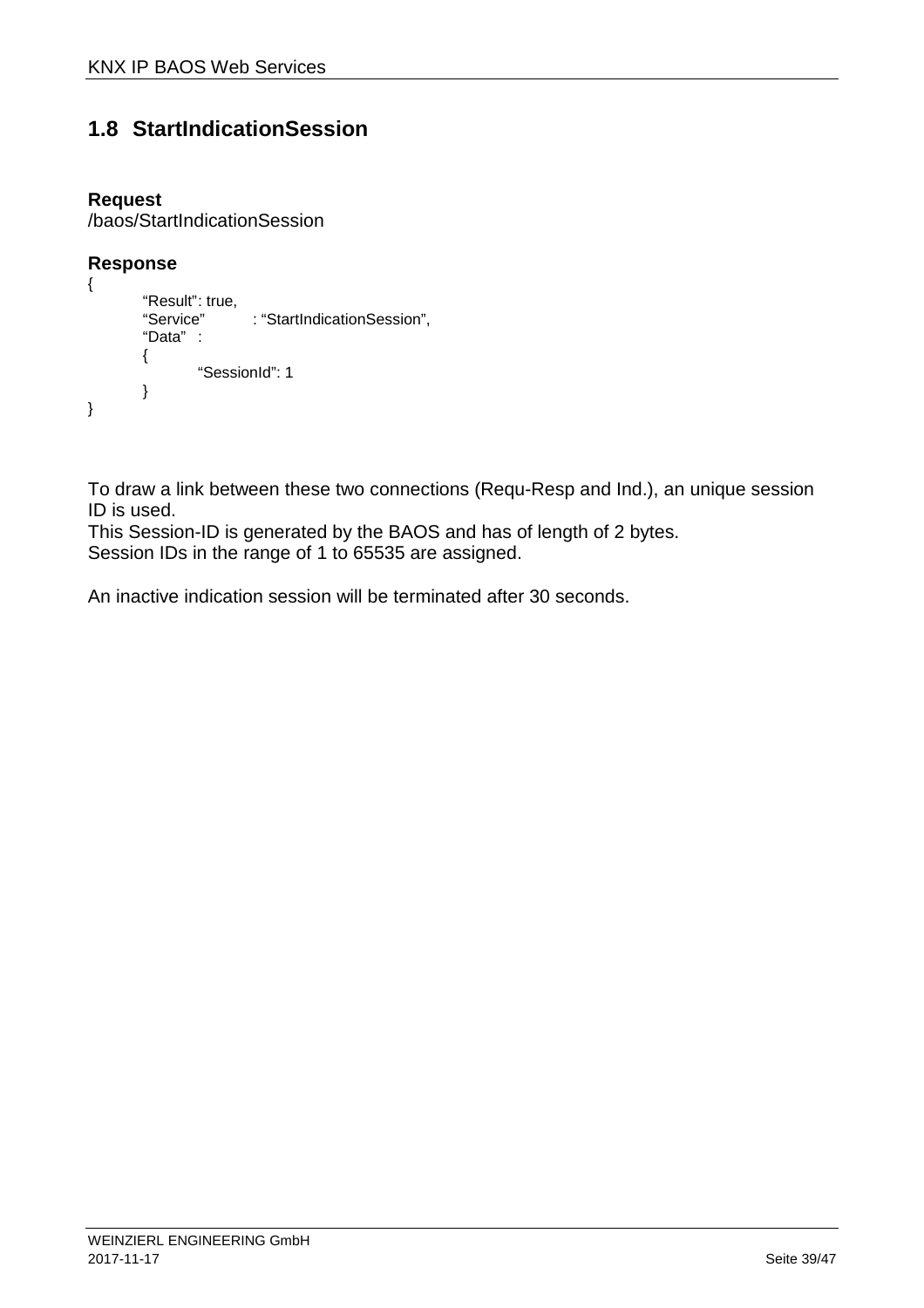## 1.8 StartIndicationSession

**Request**
/baos/StartIndicationSession

**Response**

```
{
        “Result”: true,
        “Service”        : “StartIndicationSession”,
        “Data”   :
        {
                “SessionId”: 1
        }
}
```

To draw a link between these two connections (Requ-Resp and Ind.), an unique session ID is used.
This Session-ID is generated by the BAOS and has of length of 2 bytes.
Session IDs in the range of 1 to 65535 are assigned.

An inactive indication session will be terminated after 30 seconds.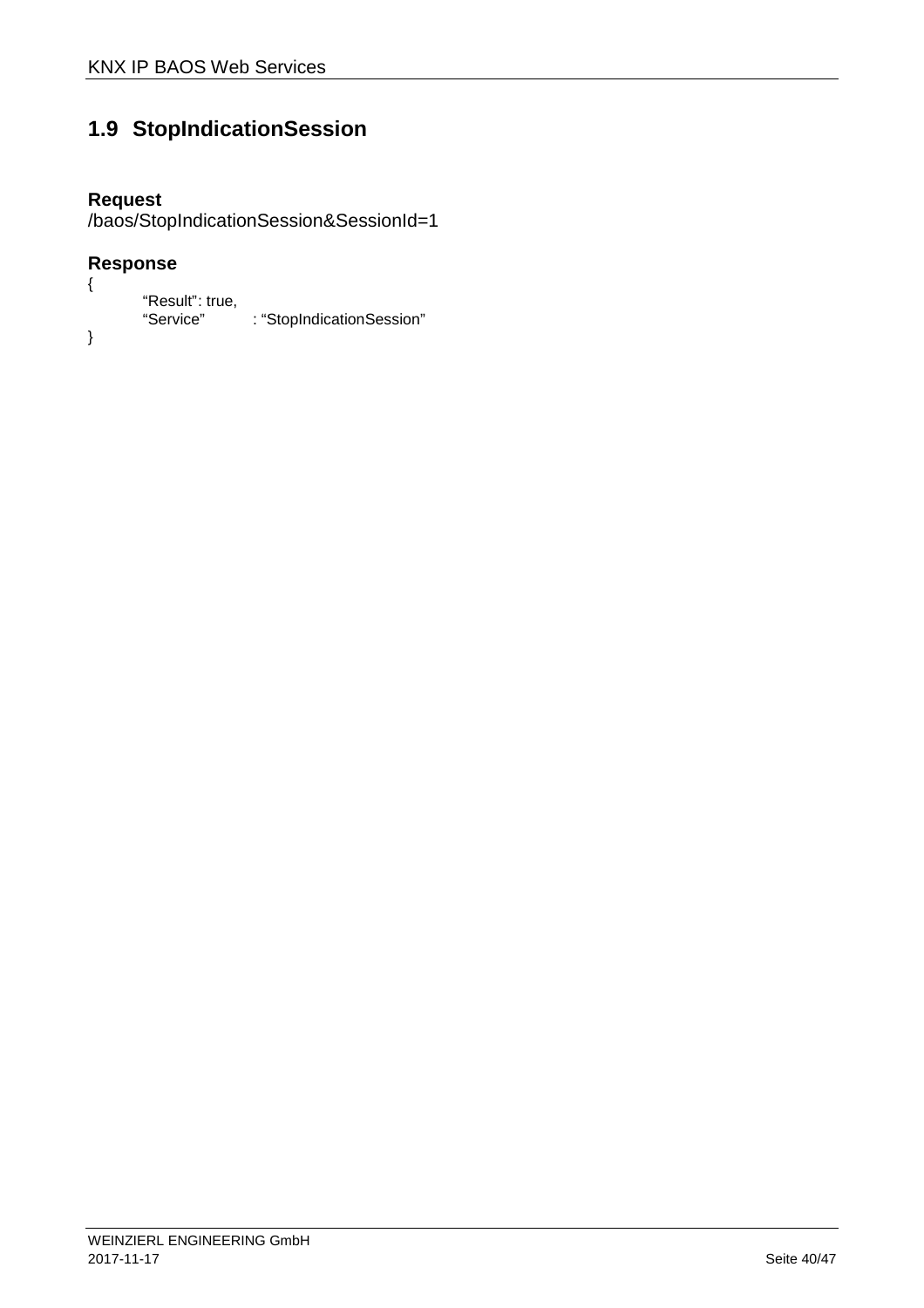## 1.9 StopIndicationSession

**Request**

/baos/StopIndicationSession&SessionId=1

**Response**

```
{
        "Result": true,
        "Service"       : "StopIndicationSession"
}
```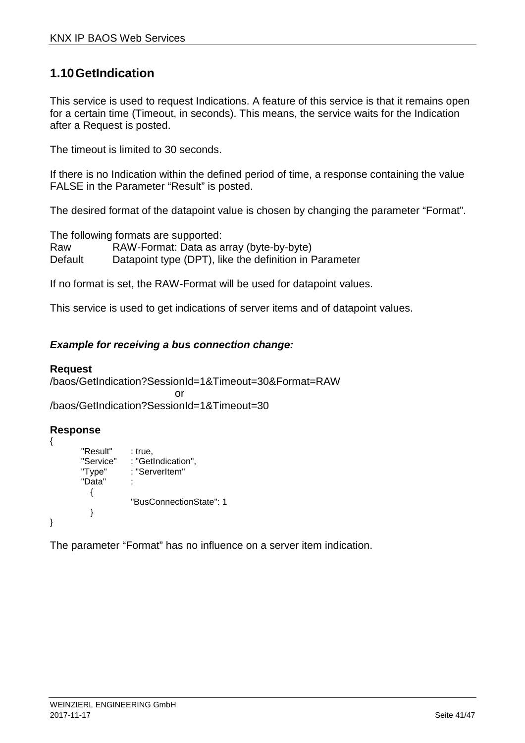## 1.10 GetIndication

This service is used to request Indications. A feature of this service is that it remains open for a certain time (Timeout, in seconds). This means, the service waits for the Indication after a Request is posted.

The timeout is limited to 30 seconds.

If there is no Indication within the defined period of time, a response containing the value FALSE in the Parameter "Result" is posted.

The desired format of the datapoint value is chosen by changing the parameter "Format".

The following formats are supported:

| | |
|---|---|
| Raw | RAW-Format: Data as array (byte-by-byte) |
| Default | Datapoint type (DPT), like the definition in Parameter |

If no format is set, the RAW-Format will be used for datapoint values.

This service is used to get indications of server items and of datapoint values.

***Example for receiving a bus connection change:***

**Request**

/baos/GetIndication?SessionId=1&Timeout=30&Format=RAW

or

/baos/GetIndication?SessionId=1&Timeout=30

**Response**

```
{
        "Result"      : true,
        "Service"     : "GetIndication",
        "Type"        : "ServerItem"
        "Data"        :
          {
                    "BusConnectionState": 1
          }
}
```

The parameter "Format" has no influence on a server item indication.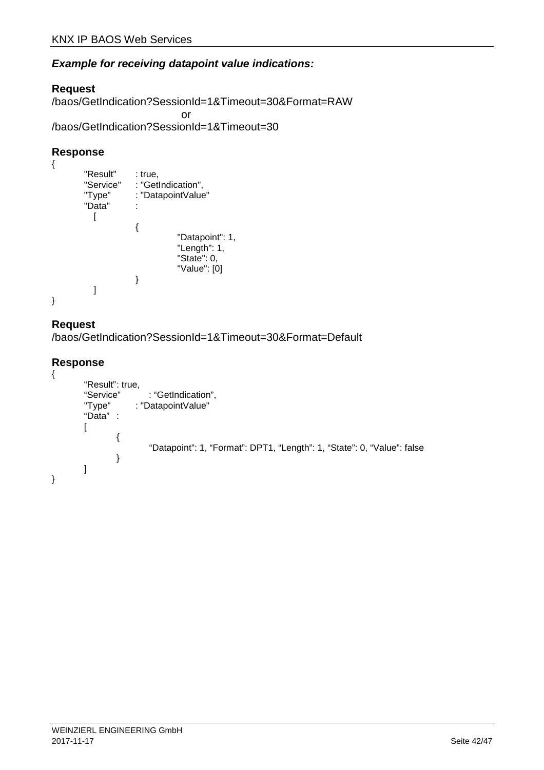***Example for receiving datapoint value indications:***

**Request**

/baos/GetIndication?SessionId=1&Timeout=30&Format=RAW

or

/baos/GetIndication?SessionId=1&Timeout=30

**Response**

```
{
        "Result"      : true,
        "Service"     : "GetIndication",
        "Type"        : "DatapointValue"
        "Data"        :
          [
                  {
                          "Datapoint": 1,
                          "Length": 1,
                          "State": 0,
                          "Value": [0]
                  }
          ]
}
```

**Request**

/baos/GetIndication?SessionId=1&Timeout=30&Format=Default

**Response**

```
{
        "Result": true,
        "Service"       : "GetIndication",
        "Type"      : "DatapointValue"
        "Data"  :
        [
                {
                        "Datapoint": 1, "Format": DPT1, "Length": 1, "State": 0, "Value": false
                }
        ]
}
```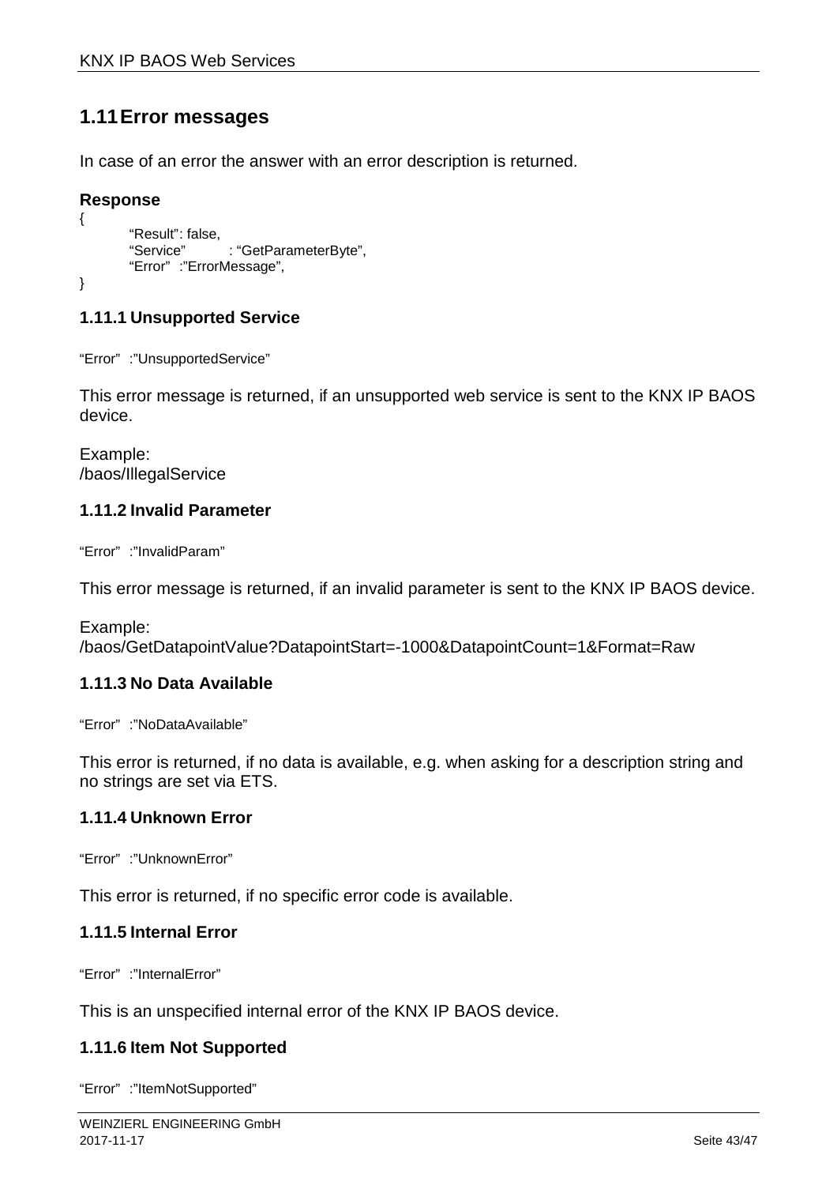## 1.11 Error messages

In case of an error the answer with an error description is returned.

**Response**

```
{
        “Result”: false,
        “Service”        : “GetParameterByte”,
        “Error”   :”ErrorMessage”,
}
```

### 1.11.1 Unsupported Service

“Error”   :”UnsupportedService”

This error message is returned, if an unsupported web service is sent to the KNX IP BAOS device.

Example:
/baos/IllegalService

### 1.11.2 Invalid Parameter

“Error”   :”InvalidParam”

This error message is returned, if an invalid parameter is sent to the KNX IP BAOS device.

Example:
/baos/GetDatapointValue?DatapointStart=-1000&DatapointCount=1&Format=Raw

### 1.11.3 No Data Available

“Error”   :”NoDataAvailable”

This error is returned, if no data is available, e.g. when asking for a description string and no strings are set via ETS.

### 1.11.4 Unknown Error

“Error”   :”UnknownError”

This error is returned, if no specific error code is available.

### 1.11.5 Internal Error

“Error”   :”InternalError”

This is an unspecified internal error of the KNX IP BAOS device.

### 1.11.6 Item Not Supported

“Error”   :”ItemNotSupported”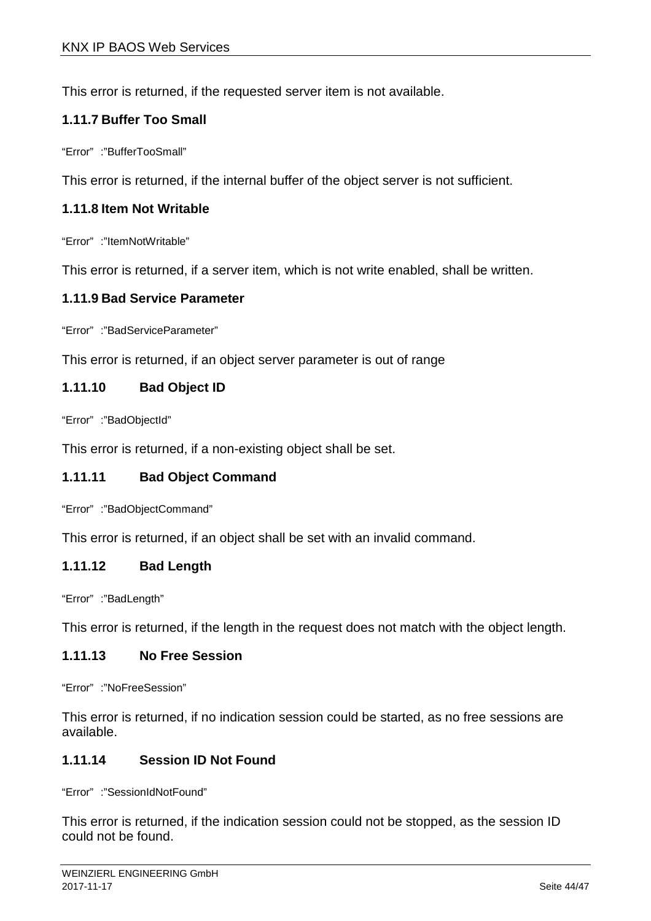This error is returned, if the requested server item is not available.

### 1.11.7 Buffer Too Small

“Error” :”BufferTooSmall”

This error is returned, if the internal buffer of the object server is not sufficient.

### 1.11.8 Item Not Writable

“Error” :”ItemNotWritable”

This error is returned, if a server item, which is not write enabled, shall be written.

### 1.11.9 Bad Service Parameter

“Error” :”BadServiceParameter”

This error is returned, if an object server parameter is out of range

### 1.11.10 Bad Object ID

“Error” :”BadObjectId”

This error is returned, if a non-existing object shall be set.

### 1.11.11 Bad Object Command

“Error” :”BadObjectCommand”

This error is returned, if an object shall be set with an invalid command.

### 1.11.12 Bad Length

“Error” :”BadLength”

This error is returned, if the length in the request does not match with the object length.

### 1.11.13 No Free Session

“Error” :”NoFreeSession”

This error is returned, if no indication session could be started, as no free sessions are available.

### 1.11.14 Session ID Not Found

“Error” :”SessionIdNotFound”

This error is returned, if the indication session could not be stopped, as the session ID could not be found.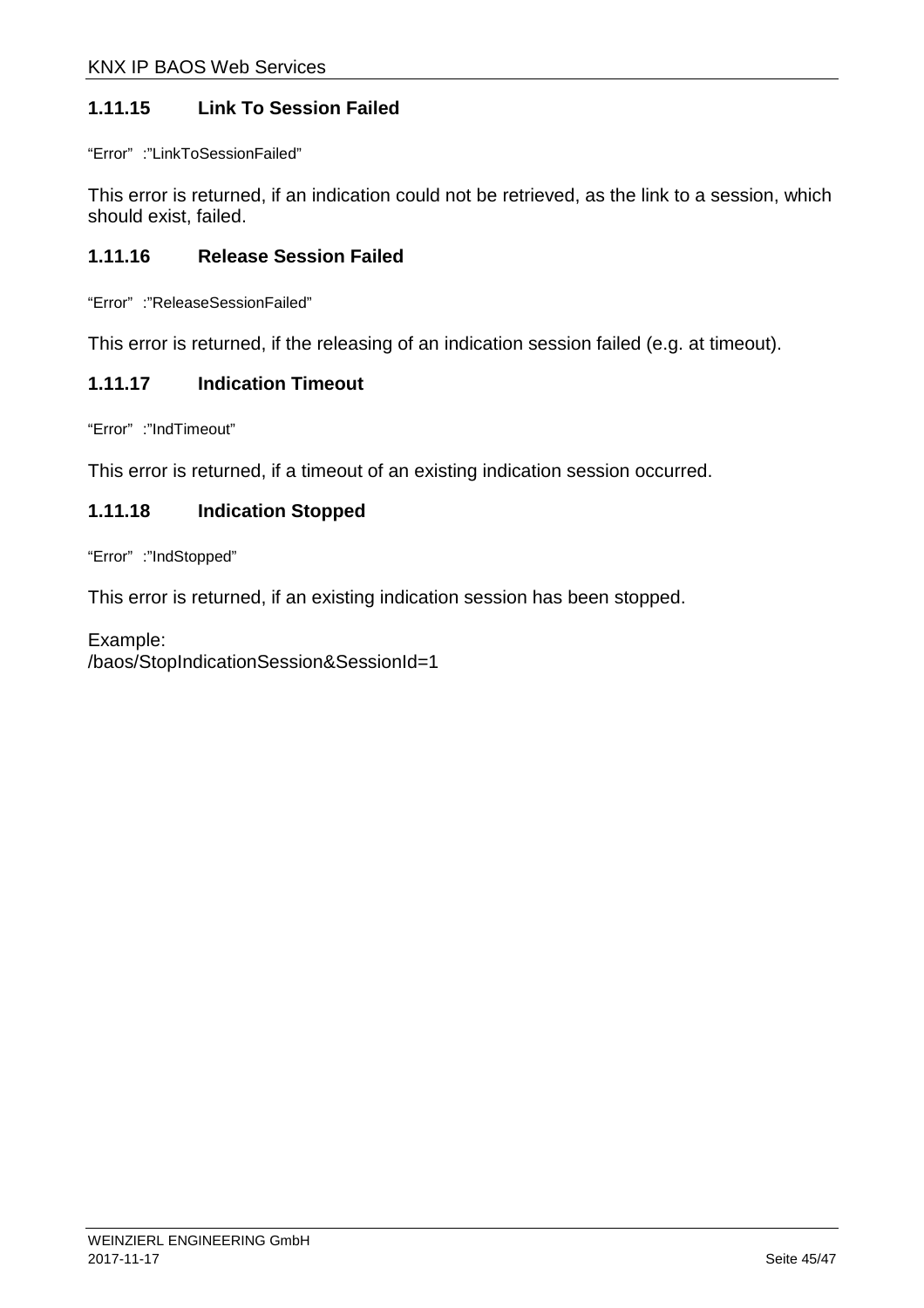### 1.11.15 Link To Session Failed

“Error” :”LinkToSessionFailed”

This error is returned, if an indication could not be retrieved, as the link to a session, which should exist, failed.

### 1.11.16 Release Session Failed

“Error” :”ReleaseSessionFailed”

This error is returned, if the releasing of an indication session failed (e.g. at timeout).

### 1.11.17 Indication Timeout

“Error” :”IndTimeout”

This error is returned, if a timeout of an existing indication session occurred.

### 1.11.18 Indication Stopped

“Error” :”IndStopped”

This error is returned, if an existing indication session has been stopped.

Example:
/baos/StopIndicationSession&SessionId=1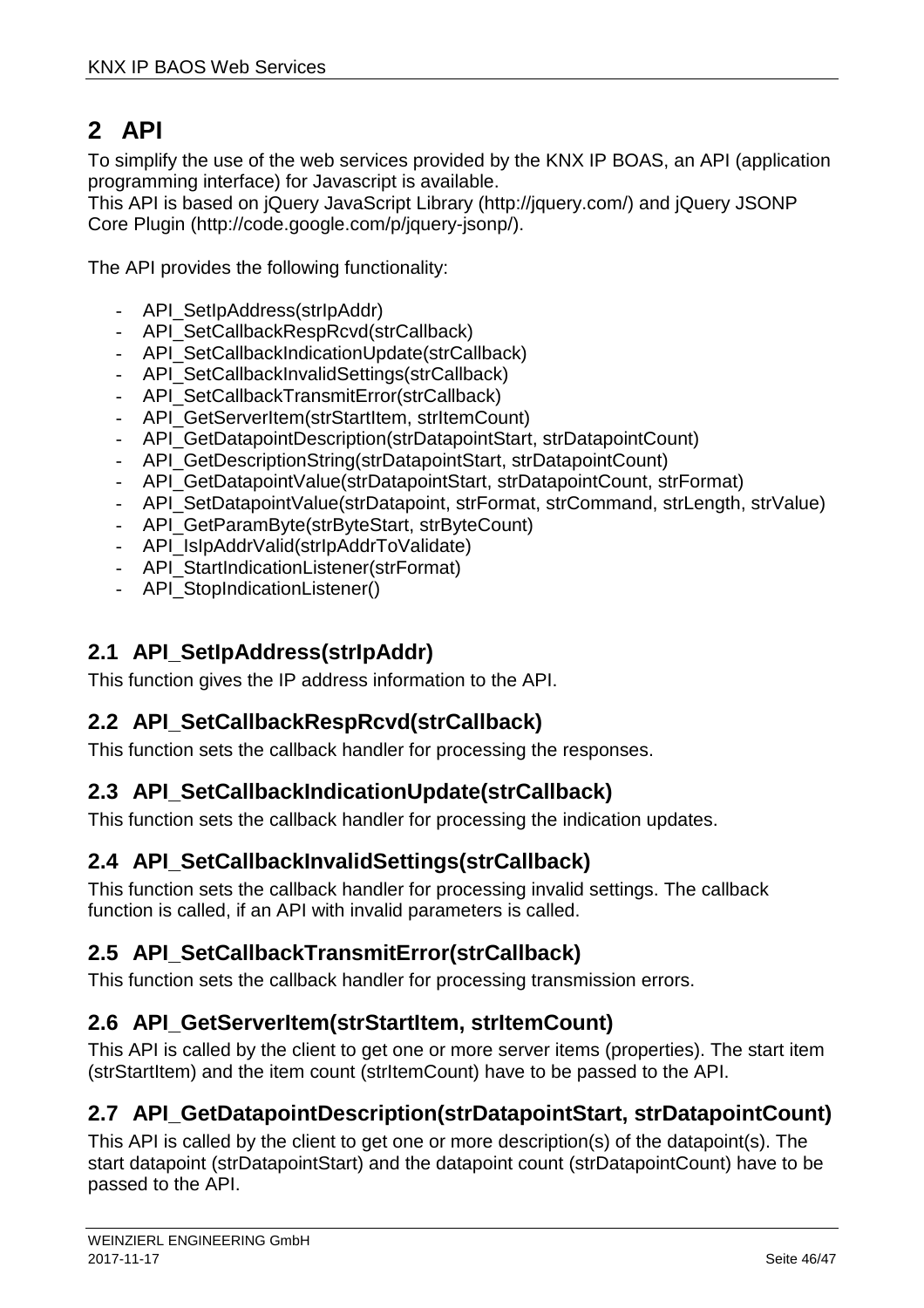# 2 API

To simplify the use of the web services provided by the KNX IP BOAS, an API (application programming interface) for Javascript is available.
This API is based on jQuery JavaScript Library (http://jquery.com/) and jQuery JSONP Core Plugin (http://code.google.com/p/jquery-jsonp/).

The API provides the following functionality:

- API_SetIpAddress(strIpAddr)
- API_SetCallbackRespRcvd(strCallback)
- API_SetCallbackIndicationUpdate(strCallback)
- API_SetCallbackInvalidSettings(strCallback)
- API_SetCallbackTransmitError(strCallback)
- API_GetServerItem(strStartItem, strItemCount)
- API_GetDatapointDescription(strDatapointStart, strDatapointCount)
- API_GetDescriptionString(strDatapointStart, strDatapointCount)
- API_GetDatapointValue(strDatapointStart, strDatapointCount, strFormat)
- API_SetDatapointValue(strDatapoint, strFormat, strCommand, strLength, strValue)
- API_GetParamByte(strByteStart, strByteCount)
- API_IsIpAddrValid(strIpAddrToValidate)
- API_StartIndicationListener(strFormat)
- API_StopIndicationListener()

## 2.1 API_SetIpAddress(strIpAddr)

This function gives the IP address information to the API.

## 2.2 API_SetCallbackRespRcvd(strCallback)

This function sets the callback handler for processing the responses.

## 2.3 API_SetCallbackIndicationUpdate(strCallback)

This function sets the callback handler for processing the indication updates.

## 2.4 API_SetCallbackInvalidSettings(strCallback)

This function sets the callback handler for processing invalid settings. The callback function is called, if an API with invalid parameters is called.

## 2.5 API_SetCallbackTransmitError(strCallback)

This function sets the callback handler for processing transmission errors.

## 2.6 API_GetServerItem(strStartItem, strItemCount)

This API is called by the client to get one or more server items (properties). The start item (strStartItem) and the item count (strItemCount) have to be passed to the API.

## 2.7 API_GetDatapointDescription(strDatapointStart, strDatapointCount)

This API is called by the client to get one or more description(s) of the datapoint(s). The start datapoint (strDatapointStart) and the datapoint count (strDatapointCount) have to be passed to the API.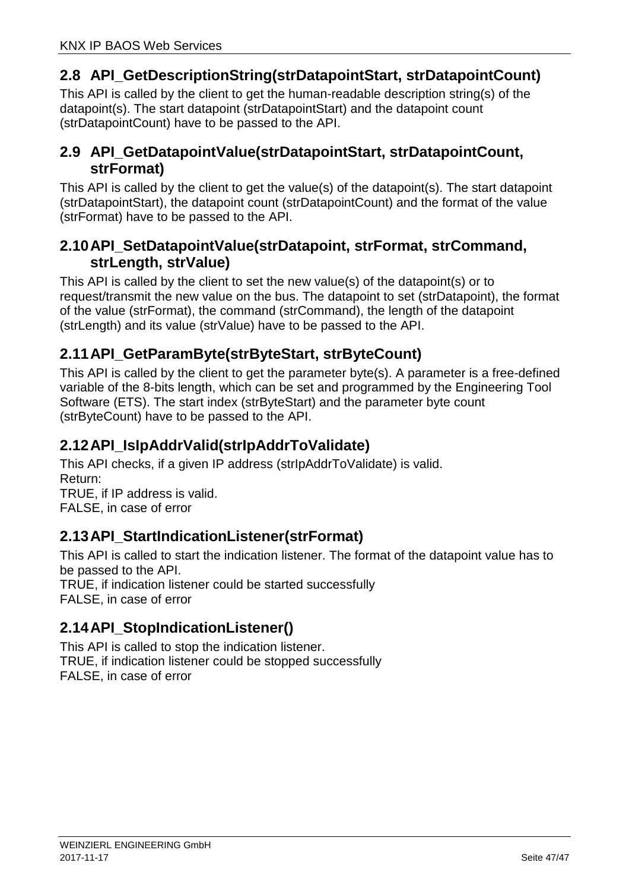## 2.8 API_GetDescriptionString(strDatapointStart, strDatapointCount)

This API is called by the client to get the human-readable description string(s) of the datapoint(s). The start datapoint (strDatapointStart) and the datapoint count (strDatapointCount) have to be passed to the API.

## 2.9 API_GetDatapointValue(strDatapointStart, strDatapointCount, strFormat)

This API is called by the client to get the value(s) of the datapoint(s). The start datapoint (strDatapointStart), the datapoint count (strDatapointCount) and the format of the value (strFormat) have to be passed to the API.

## 2.10 API_SetDatapointValue(strDatapoint, strFormat, strCommand, strLength, strValue)

This API is called by the client to set the new value(s) of the datapoint(s) or to request/transmit the new value on the bus. The datapoint to set (strDatapoint), the format of the value (strFormat), the command (strCommand), the length of the datapoint (strLength) and its value (strValue) have to be passed to the API.

## 2.11 API_GetParamByte(strByteStart, strByteCount)

This API is called by the client to get the parameter byte(s). A parameter is a free-defined variable of the 8-bits length, which can be set and programmed by the Engineering Tool Software (ETS). The start index (strByteStart) and the parameter byte count (strByteCount) have to be passed to the API.

## 2.12 API_IsIpAddrValid(strIpAddrToValidate)

This API checks, if a given IP address (strIpAddrToValidate) is valid.
Return:
TRUE, if IP address is valid.
FALSE, in case of error

## 2.13 API_StartIndicationListener(strFormat)

This API is called to start the indication listener. The format of the datapoint value has to be passed to the API.
TRUE, if indication listener could be started successfully
FALSE, in case of error

## 2.14 API_StopIndicationListener()

This API is called to stop the indication listener.
TRUE, if indication listener could be stopped successfully
FALSE, in case of error